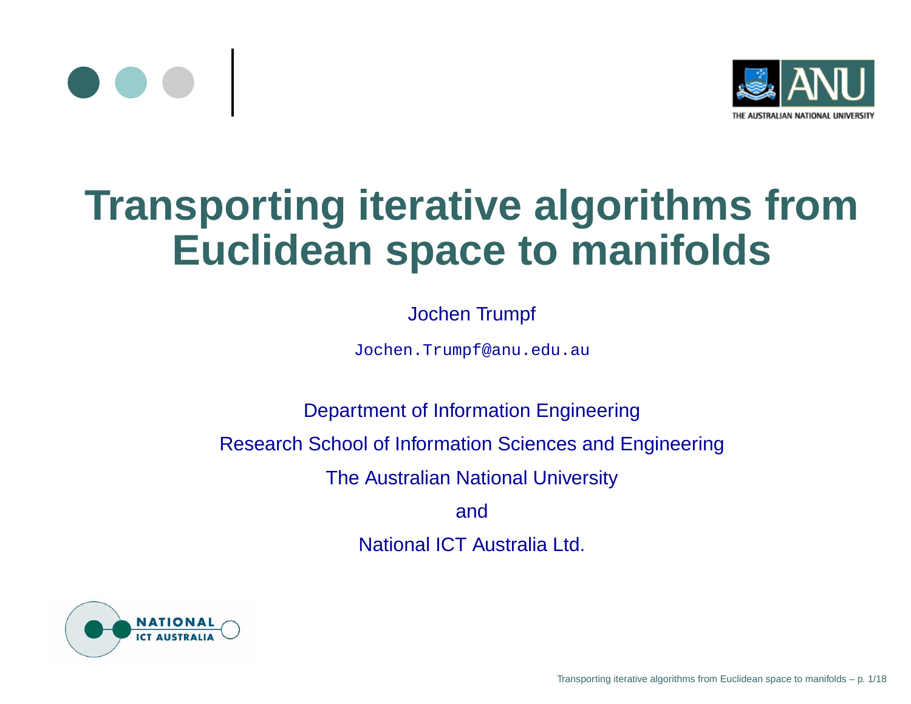# Transporting iterative algorithms from Euclidean space to manifolds

Jochen Trumpf

Jochen.Trumpf@anu.edu.au

Department of Information Engineering

Research School of Information Sciences and Engineering

The Australian National University

and

National ICT Australia Ltd.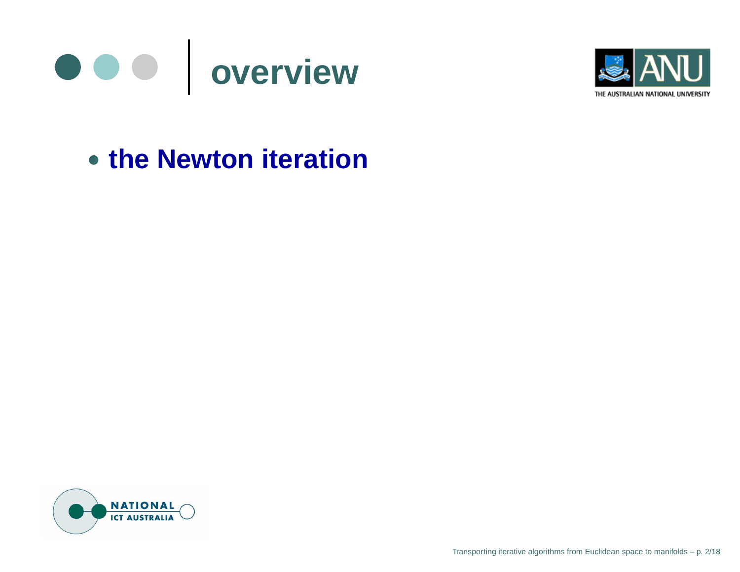# overview

- **the Newton iteration**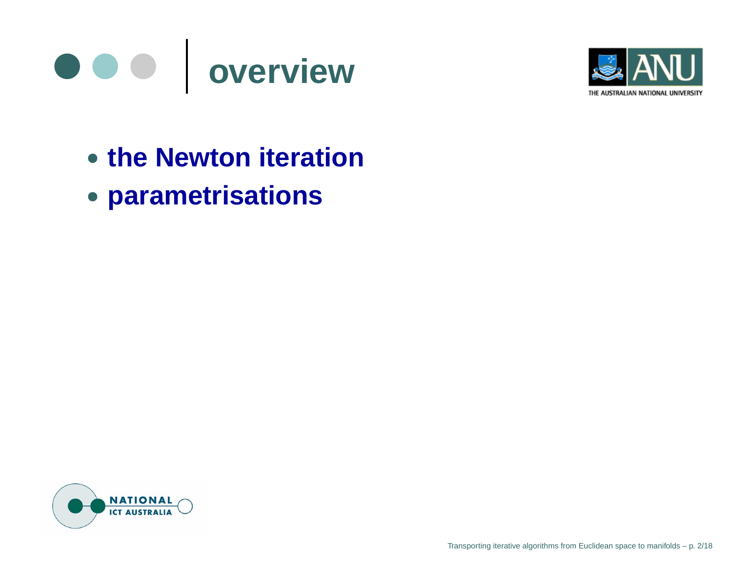# overview

- **the Newton iteration**
- **parametrisations**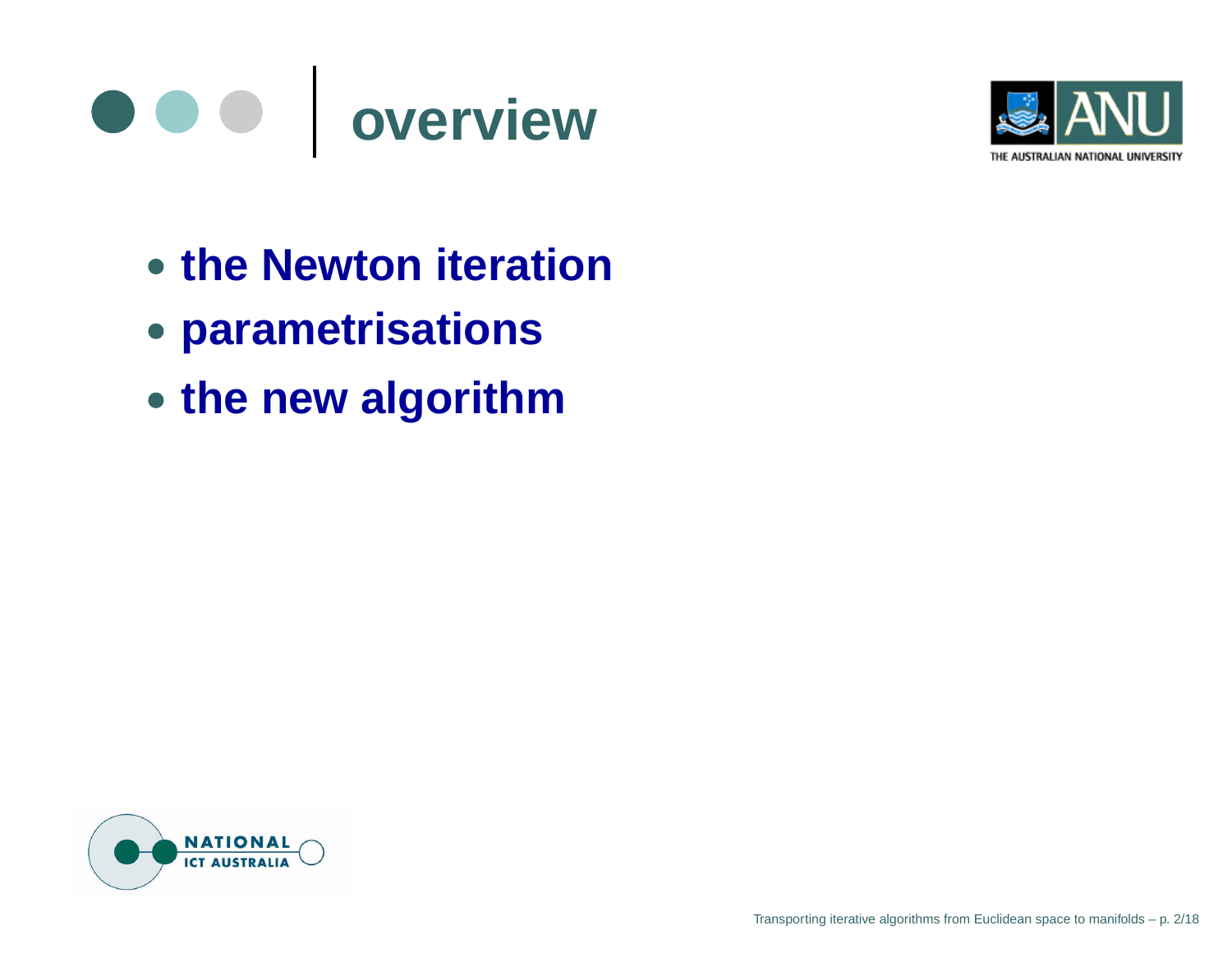# overview

- **the Newton iteration**
- **parametrisations**
- **the new algorithm**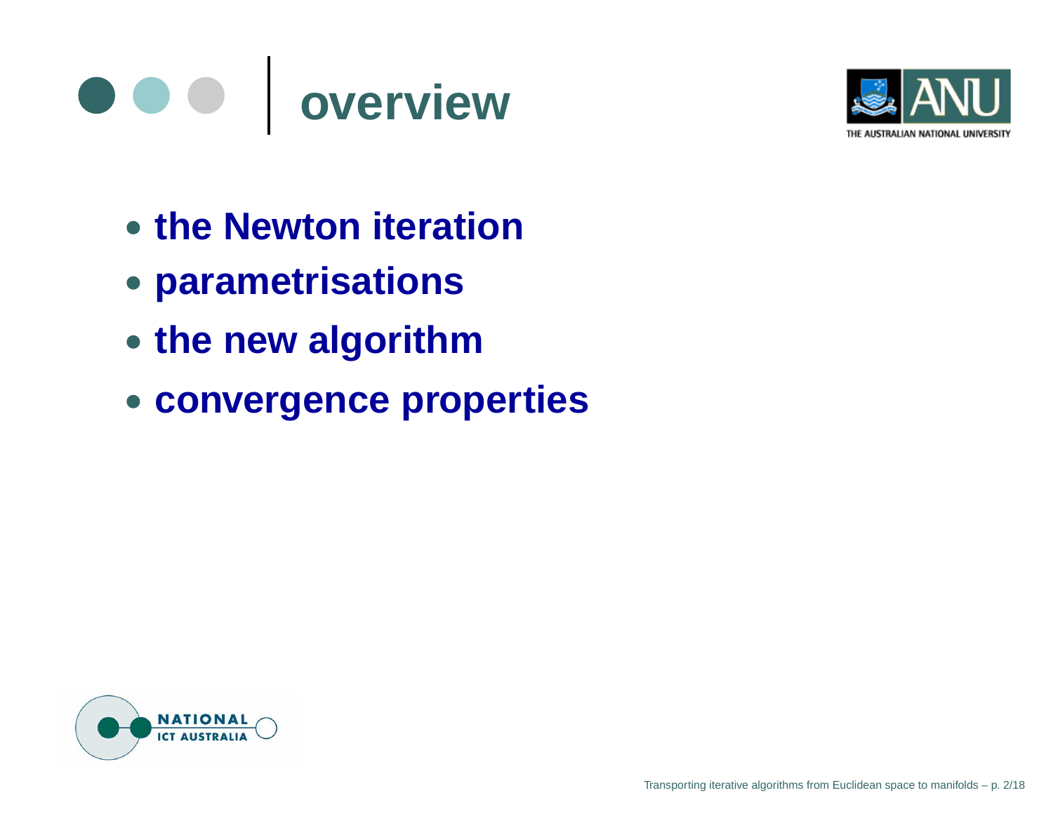# overview

- **the Newton iteration**
- **parametrisations**
- **the new algorithm**
- **convergence properties**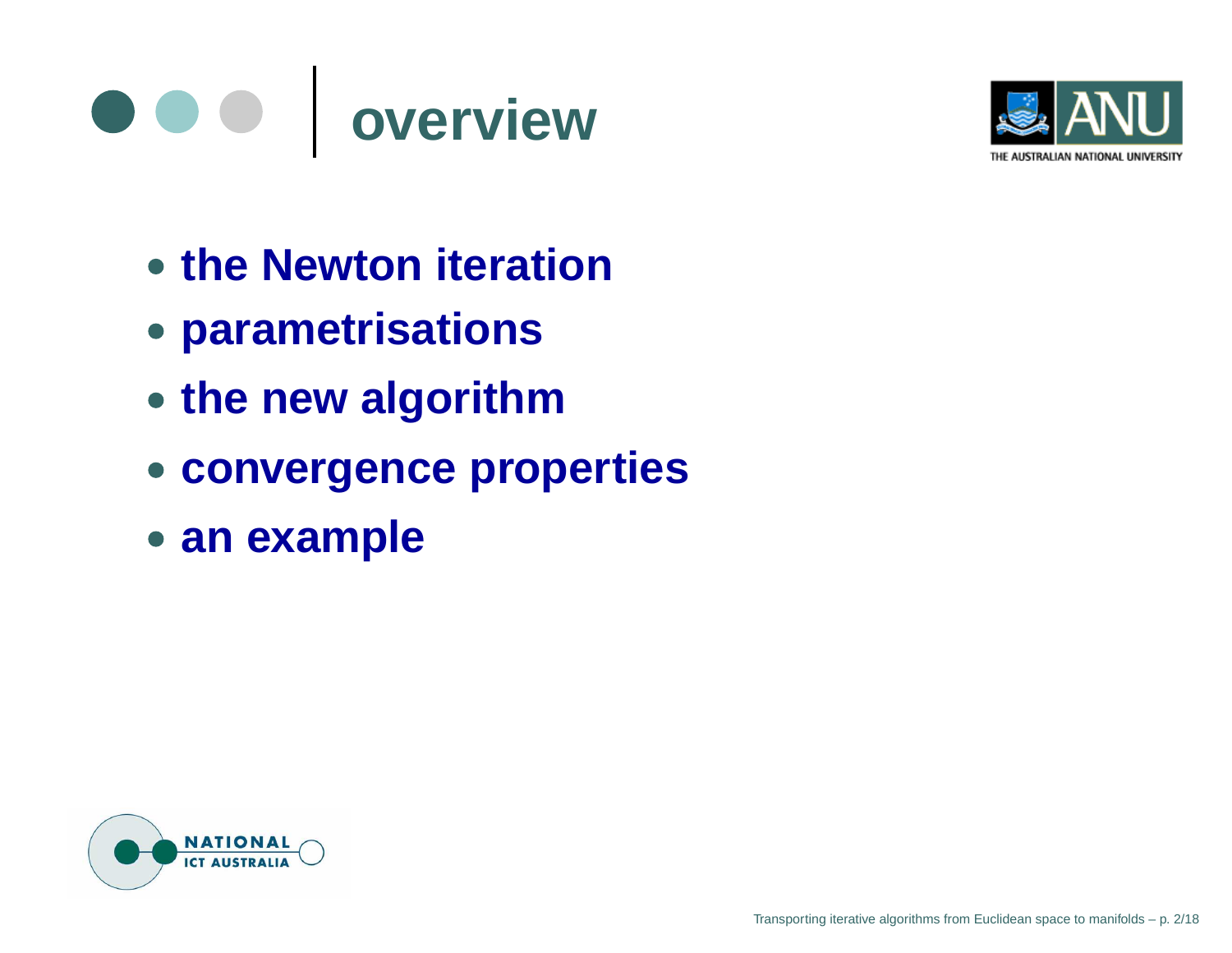# overview

- **the Newton iteration**
- **parametrisations**
- **the new algorithm**
- **convergence properties**
- **an example**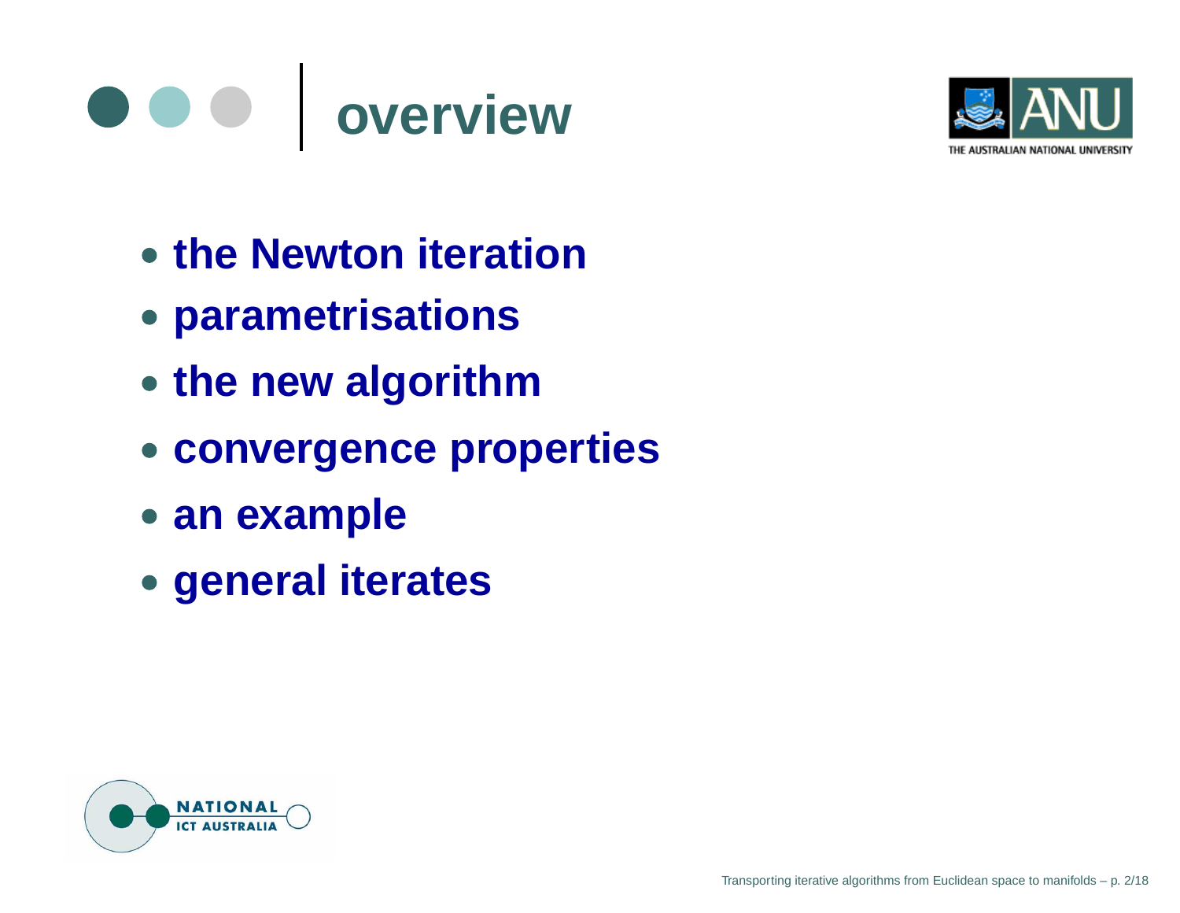# overview

- **the Newton iteration**
- **parametrisations**
- **the new algorithm**
- **convergence properties**
- **an example**
- **general iterates**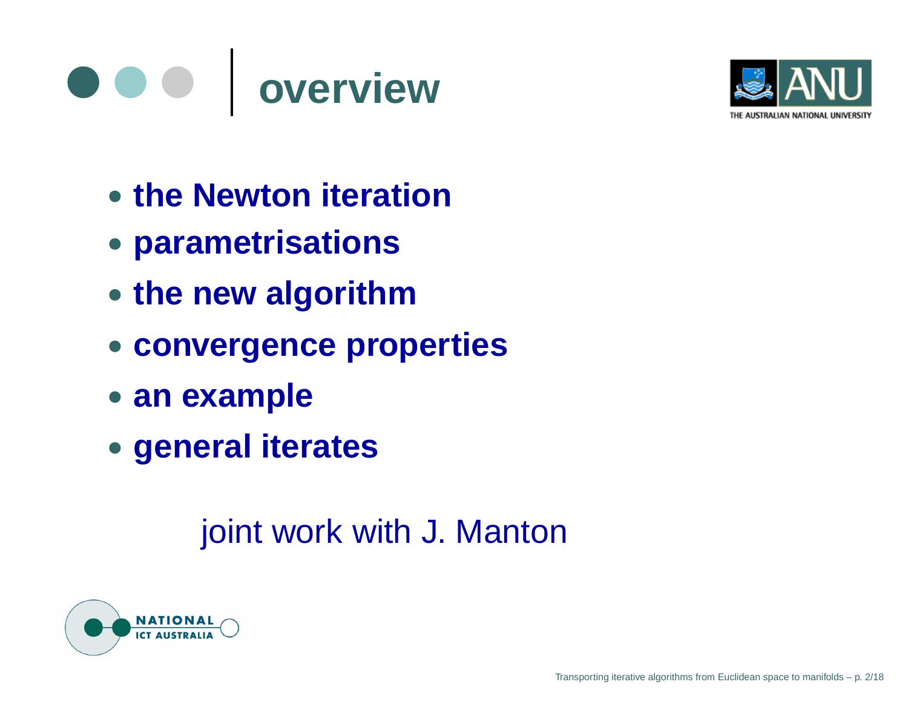# overview

- **the Newton iteration**
- **parametrisations**
- **the new algorithm**
- **convergence properties**
- **an example**
- **general iterates**

joint work with J. Manton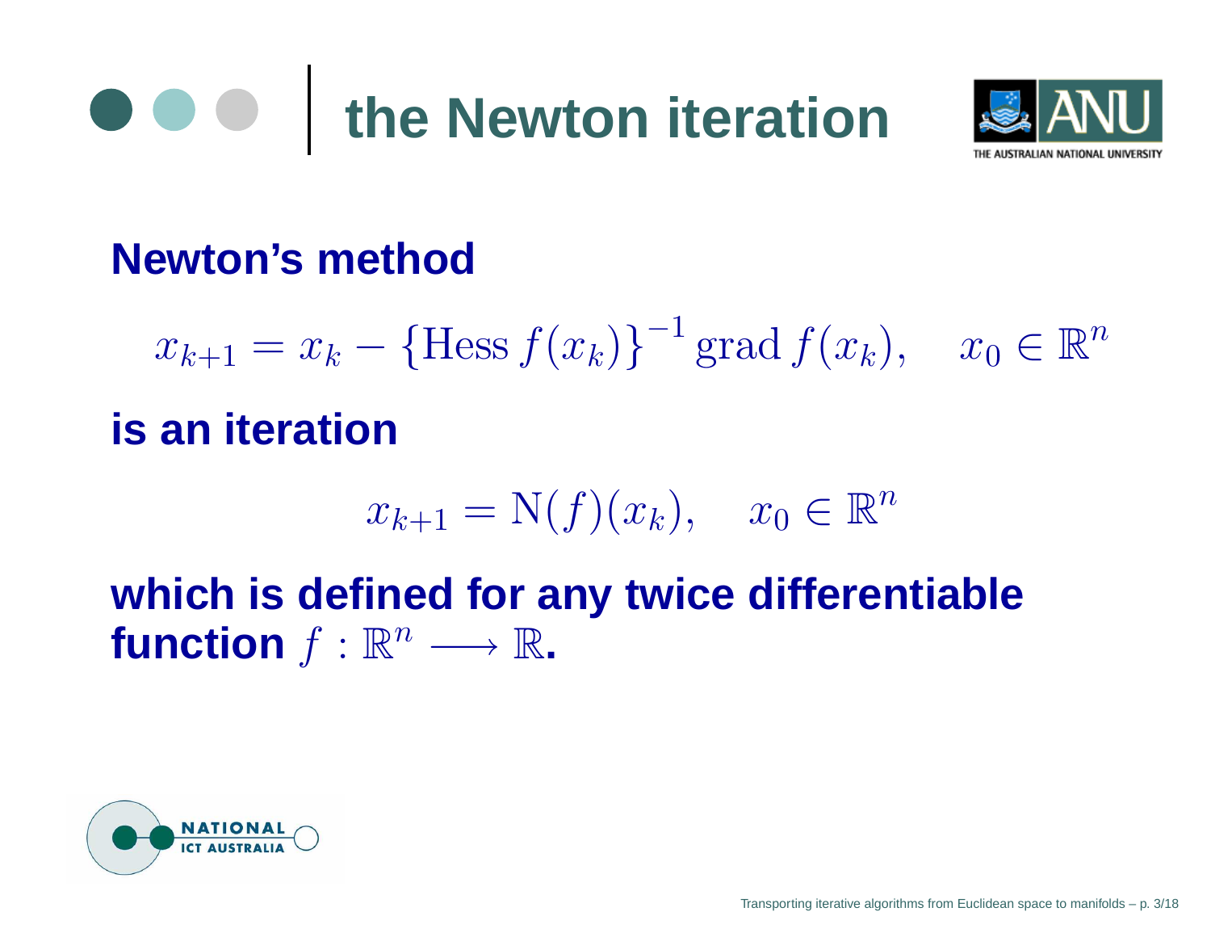# the Newton iteration

**Newton's method**

$$x_{k+1} = x_k - \{\mathrm{Hess}\, f(x_k)\}^{-1}\, \mathrm{grad}\, f(x_k), \quad x_0 \in \mathbb{R}^n$$

**is an iteration**

$$x_{k+1} = \mathrm{N}(f)(x_k), \quad x_0 \in \mathbb{R}^n$$

**which is defined for any twice differentiable function $f : \mathbb{R}^n \longrightarrow \mathbb{R}$.**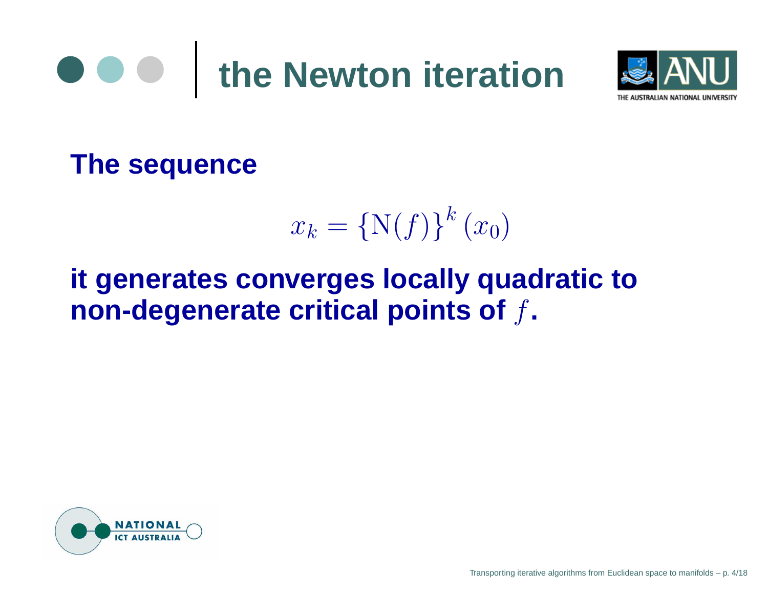# the Newton iteration

**The sequence**

$$x_k = \{\mathrm{N}(f)\}^k (x_0)$$

**it generates converges locally quadratic to non-degenerate critical points of $f$.**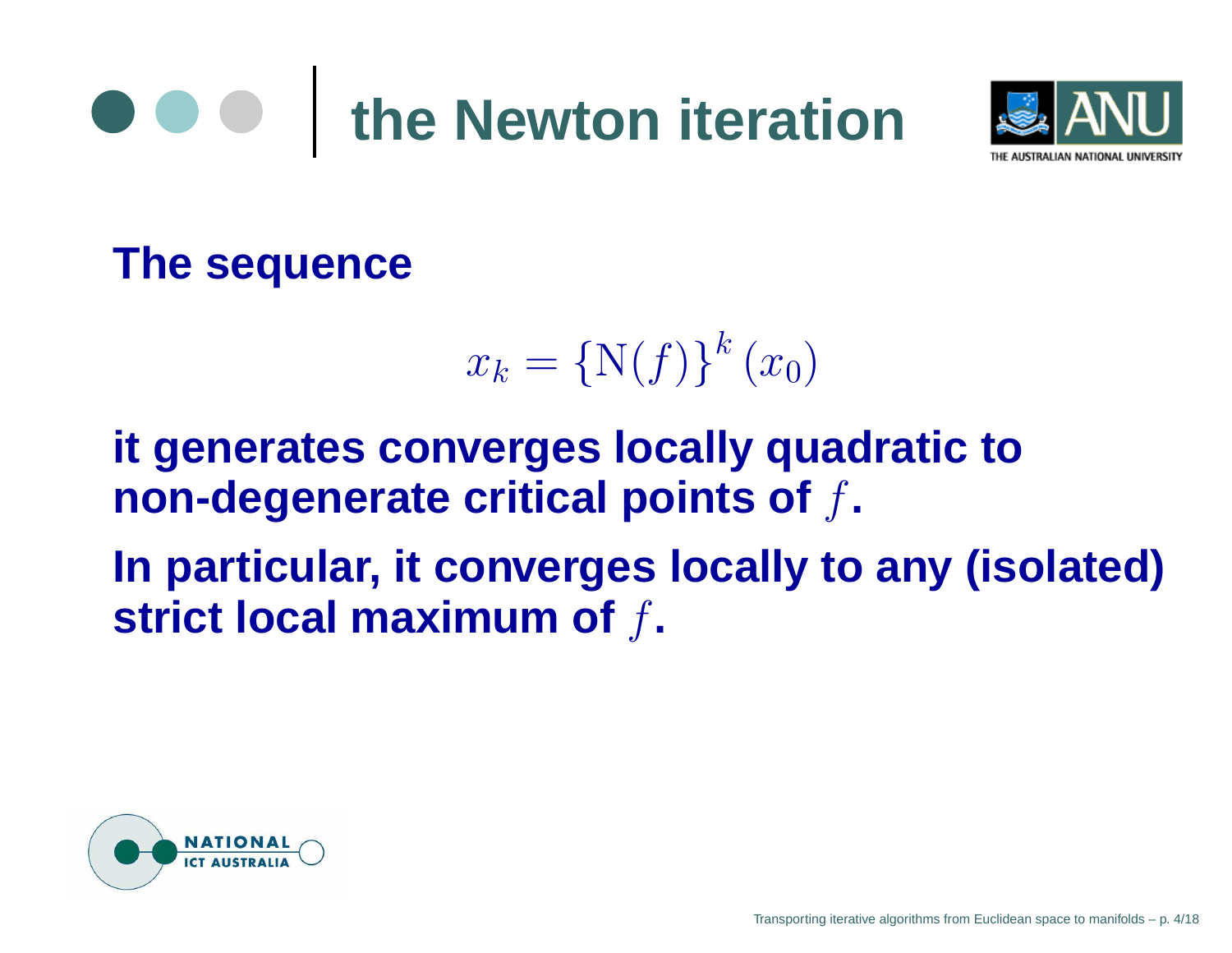# the Newton iteration

**The sequence**

$$x_k = \{\mathrm{N}(f)\}^k (x_0)$$

**it generates converges locally quadratic to non-degenerate critical points of $f$.**

**In particular, it converges locally to any (isolated) strict local maximum of $f$.**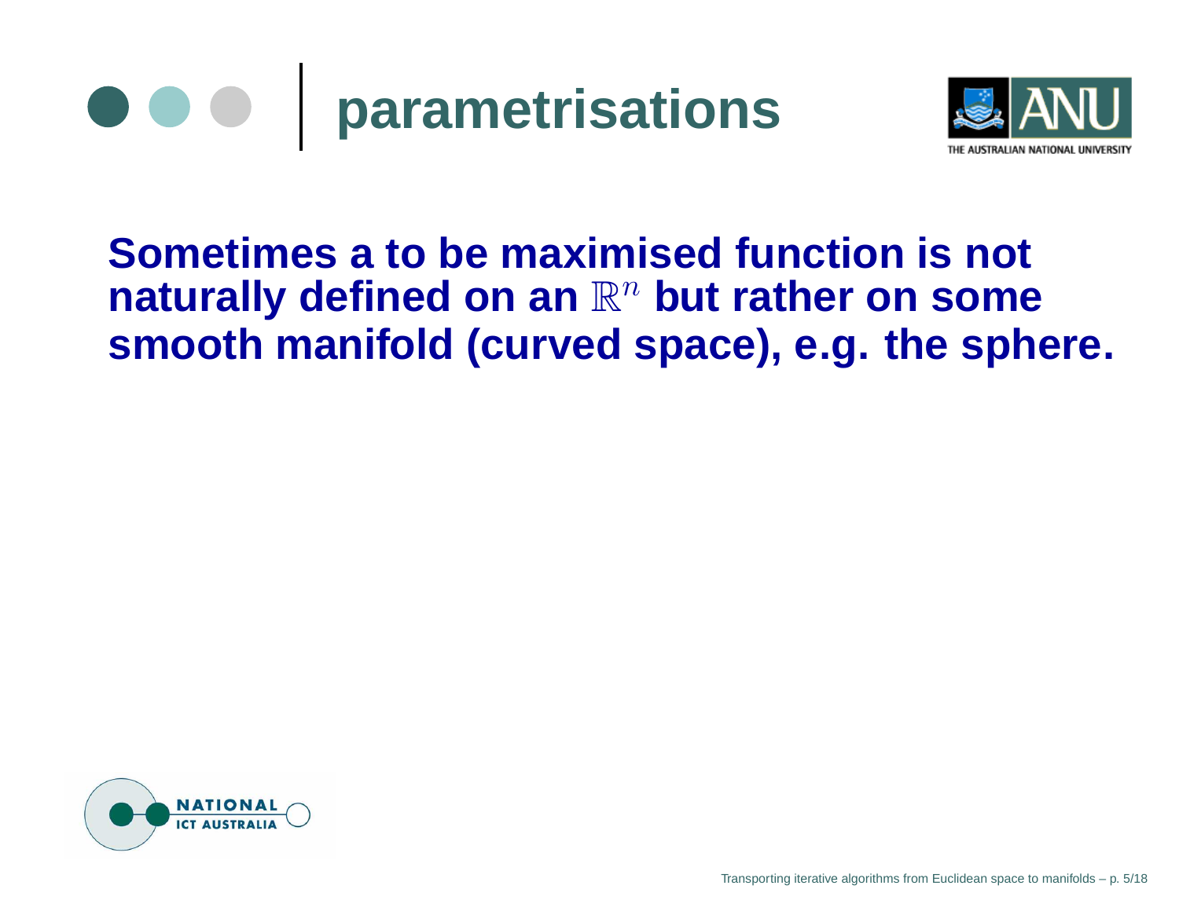# parametrisations

**Sometimes a to be maximised function is not naturally defined on an $\mathbb{R}^n$ but rather on some smooth manifold (curved space), e.g. the sphere.**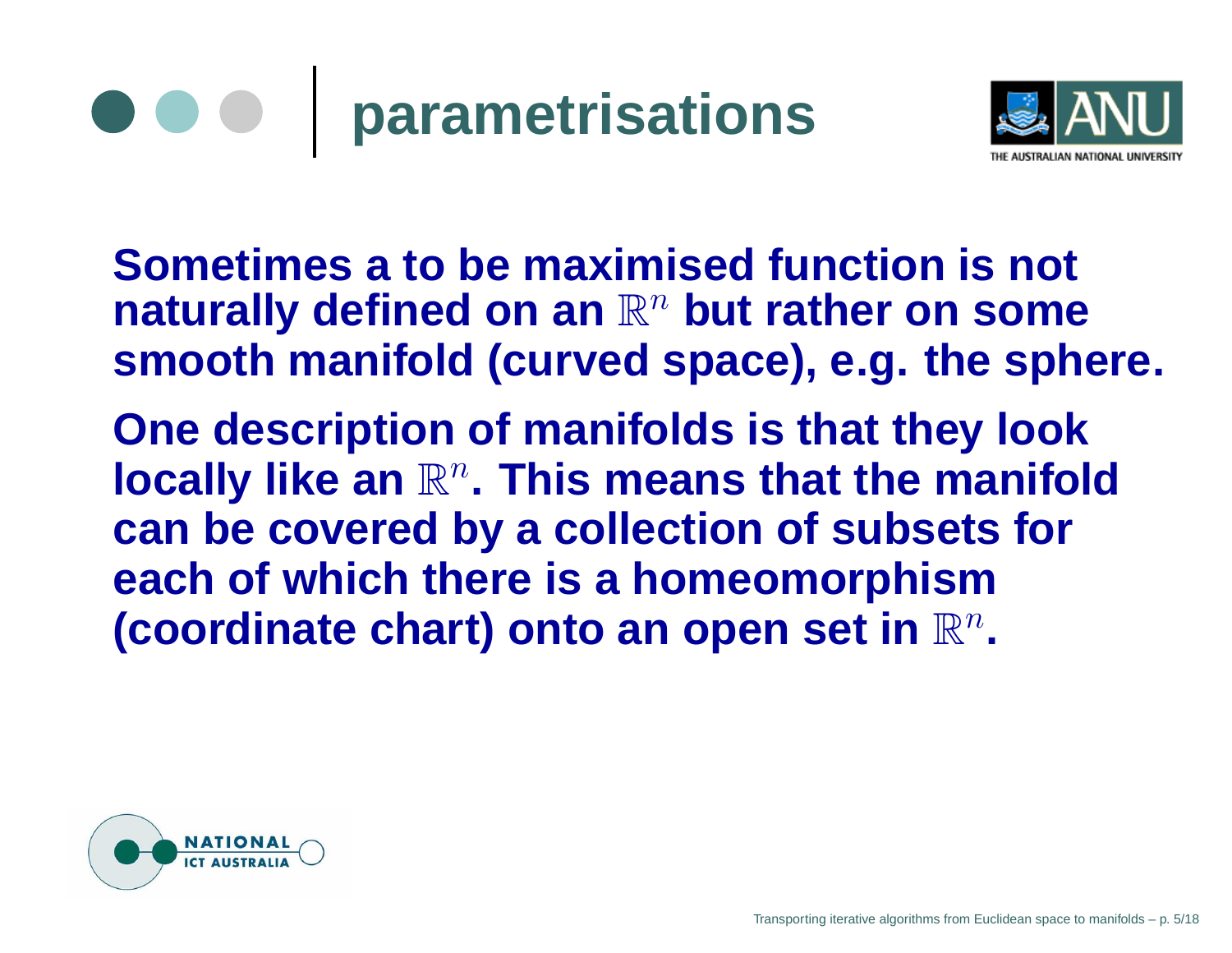# parametrisations

Sometimes a to be maximised function is not naturally defined on an $\mathbb{R}^n$ but rather on some smooth manifold (curved space), e.g. the sphere.

One description of manifolds is that they look locally like an $\mathbb{R}^n$. This means that the manifold can be covered by a collection of subsets for each of which there is a homeomorphism (coordinate chart) onto an open set in $\mathbb{R}^n$.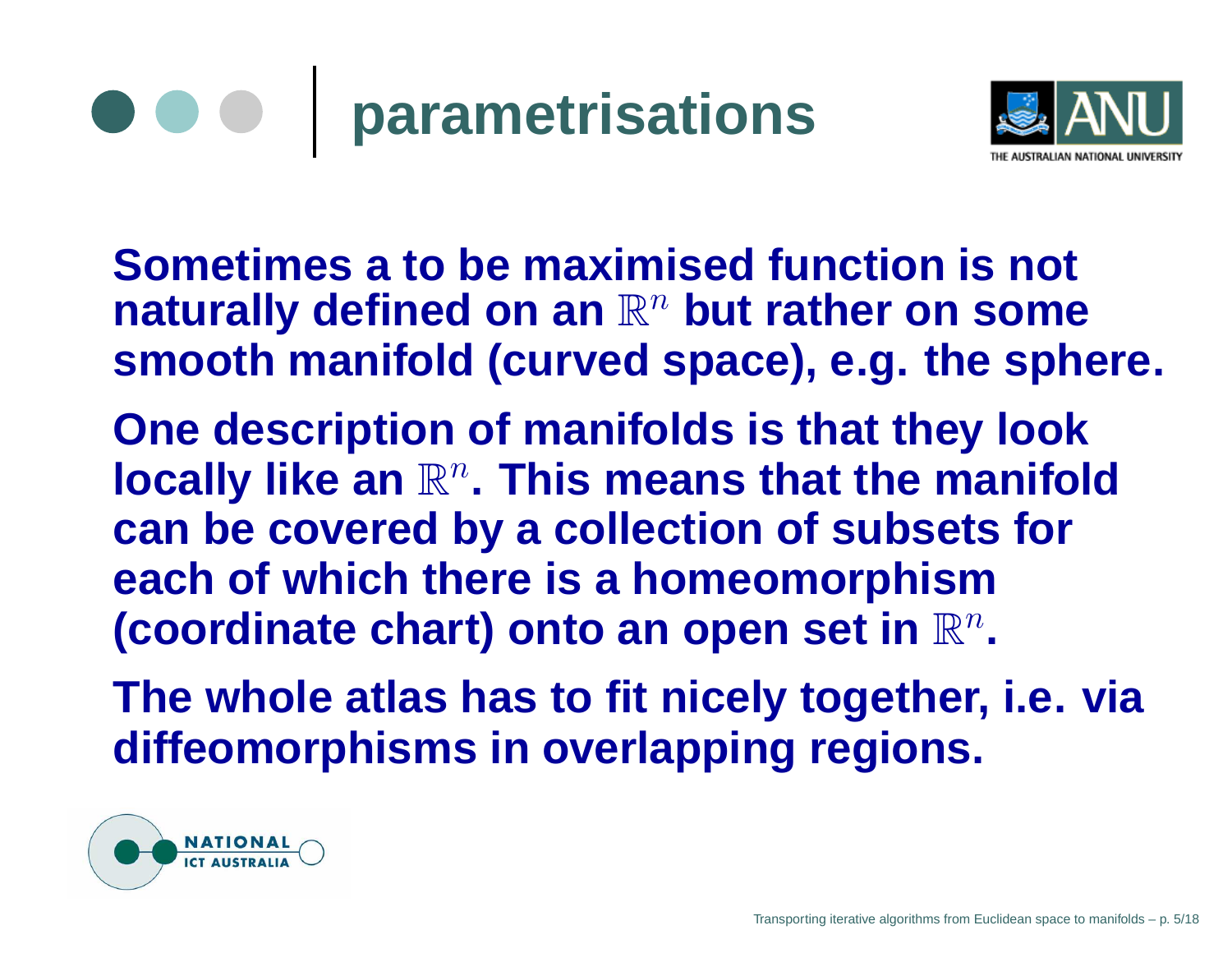# parametrisations

Sometimes a to be maximised function is not naturally defined on an $\mathbb{R}^n$ but rather on some smooth manifold (curved space), e.g. the sphere.

One description of manifolds is that they look locally like an $\mathbb{R}^n$. This means that the manifold can be covered by a collection of subsets for each of which there is a homeomorphism (coordinate chart) onto an open set in $\mathbb{R}^n$.

The whole atlas has to fit nicely together, i.e. via diffeomorphisms in overlapping regions.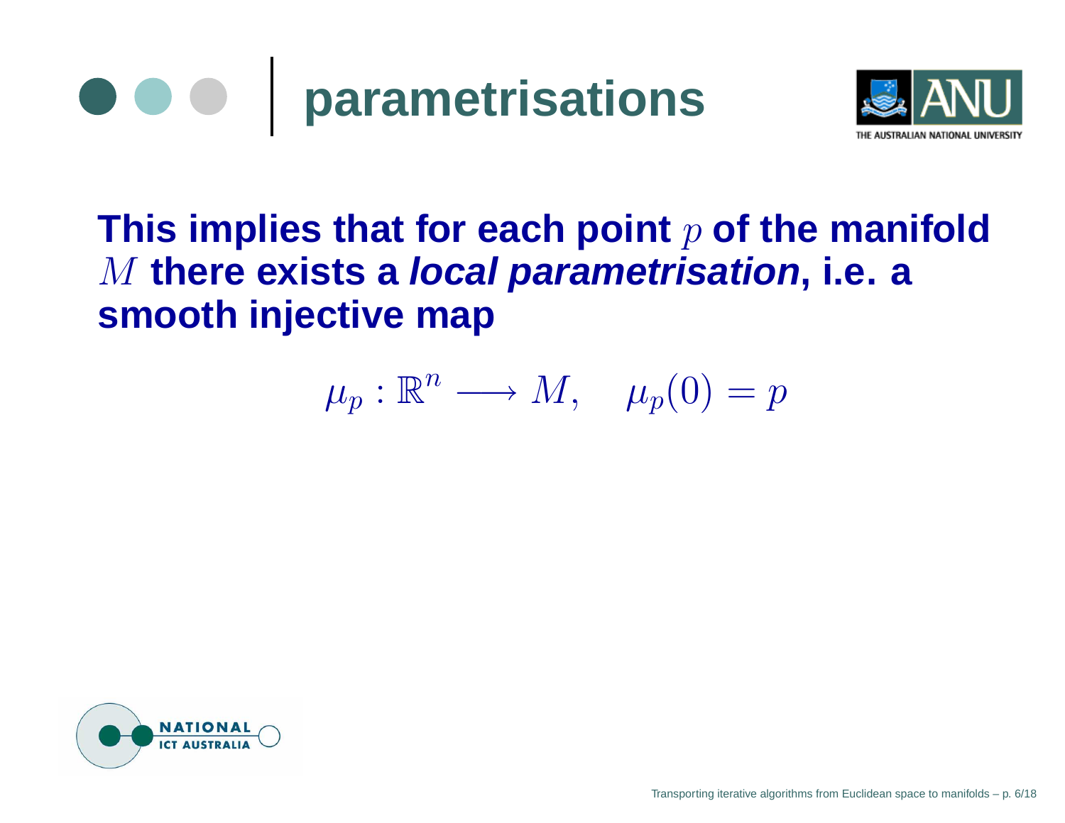# parametrisations

**This implies that for each point $p$ of the manifold $M$ there exists a *local parametrisation*, i.e. a smooth injective map**

$$\mu_p : \mathbb{R}^n \longrightarrow M, \quad \mu_p(0) = p$$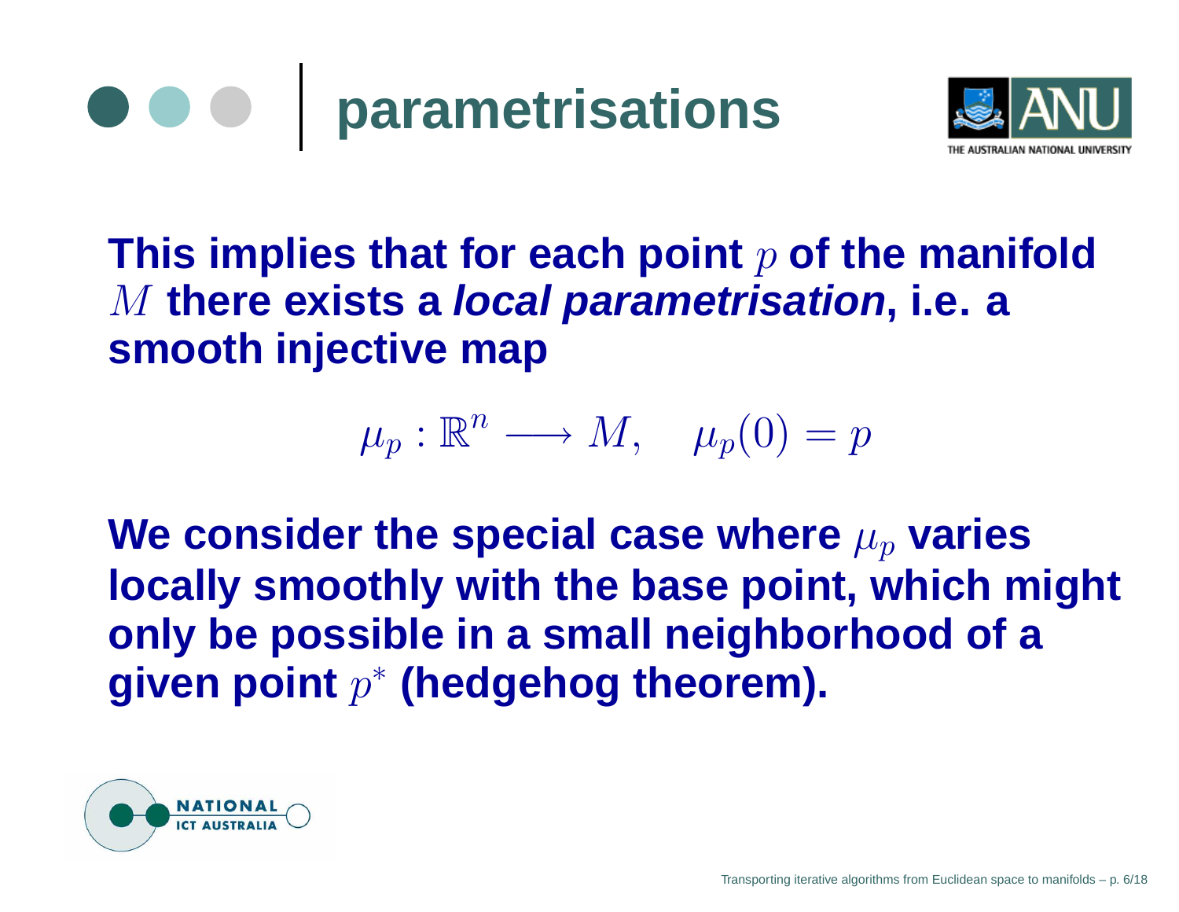# parametrisations

**This implies that for each point $p$ of the manifold $M$ there exists a *local parametrisation*, i.e. a smooth injective map**

$$\mu_p : \mathbb{R}^n \longrightarrow M, \quad \mu_p(0) = p$$

**We consider the special case where $\mu_p$ varies locally smoothly with the base point, which might only be possible in a small neighborhood of a given point $p^*$ (hedgehog theorem).**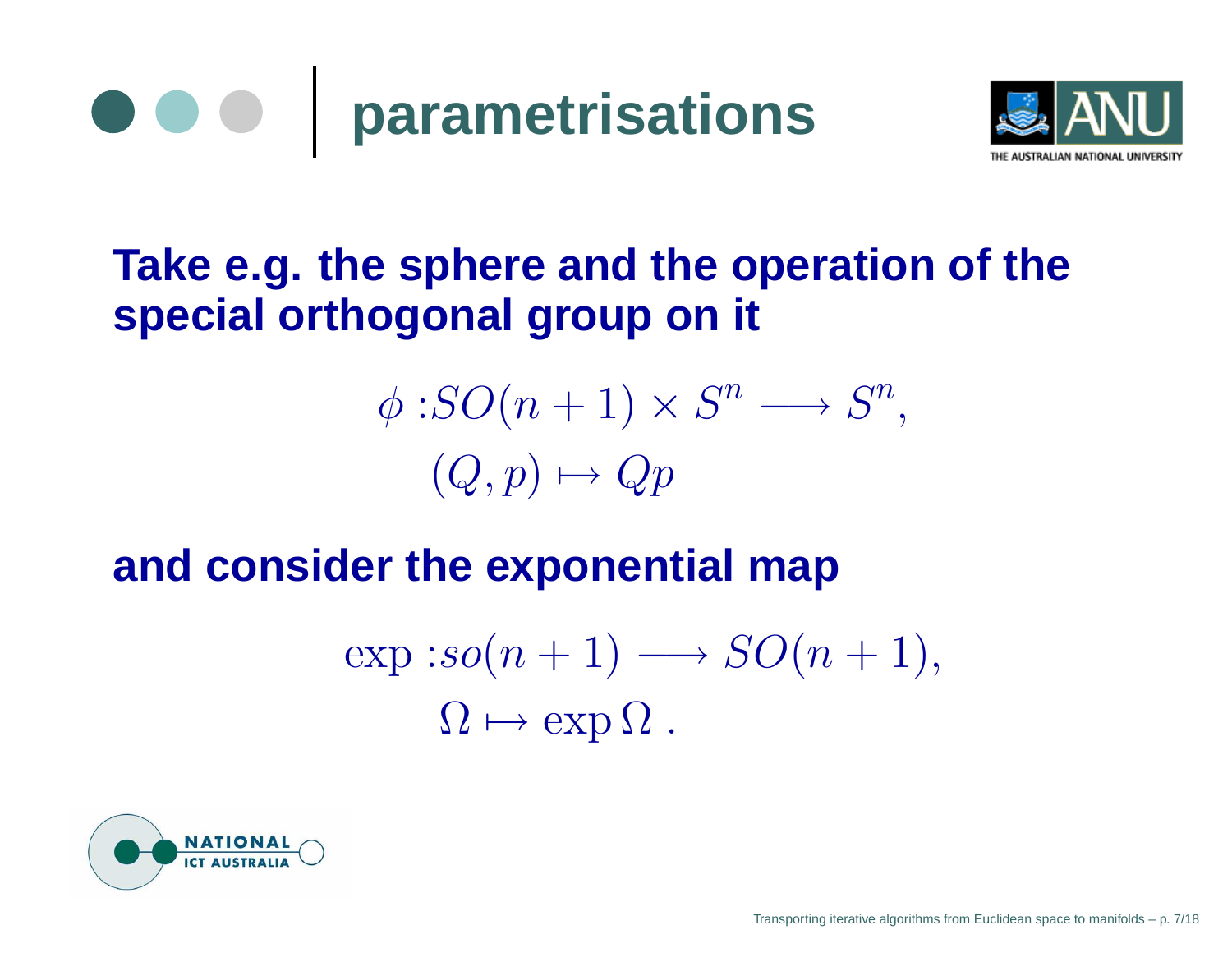# parametrisations

**Take e.g. the sphere and the operation of the special orthogonal group on it**

$$
\begin{aligned}
\phi : & SO(n+1) \times S^n \longrightarrow S^n, \\
& (Q, p) \mapsto Qp
\end{aligned}
$$

**and consider the exponential map**

$$
\begin{aligned}
\exp : & so(n+1) \longrightarrow SO(n+1), \\
& \Omega \mapsto \exp \Omega \, .
\end{aligned}
$$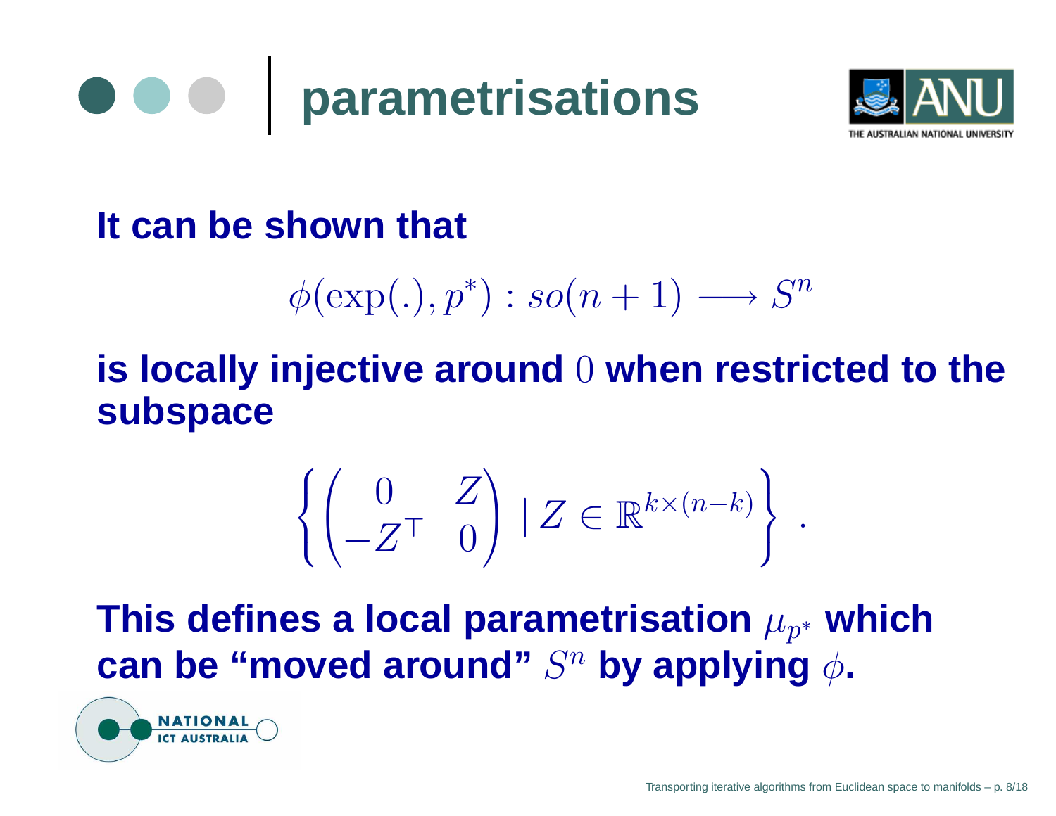# parametrisations

**It can be shown that**

$$\phi(\exp(.), p^*) : so(n+1) \longrightarrow S^n$$

**is locally injective around** $0$ **when restricted to the subspace**

$$\left\{ \begin{pmatrix} 0 & Z \\ -Z^\top & 0 \end{pmatrix} \mid Z \in \mathbb{R}^{k \times (n-k)} \right\} .$$

**This defines a local parametrisation** $\mu_{p^*}$ **which can be "moved around"** $S^n$ **by applying** $\phi$**.**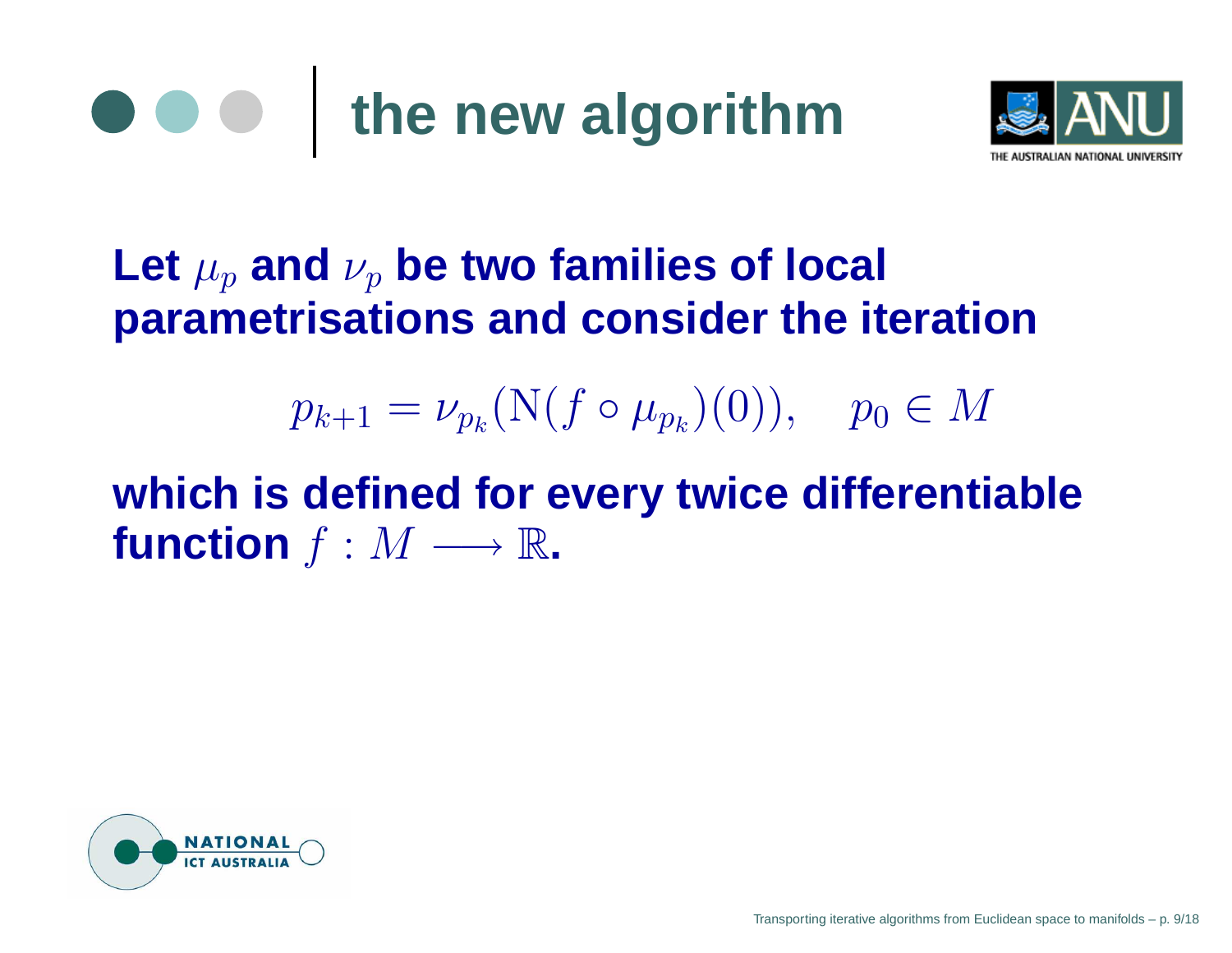# the new algorithm

**Let $\mu_p$ and $\nu_p$ be two families of local parametrisations and consider the iteration**

$$p_{k+1} = \nu_{p_k}(\mathrm{N}(f \circ \mu_{p_k})(0)), \quad p_0 \in M$$

**which is defined for every twice differentiable function $f : M \longrightarrow \mathbb{R}$.**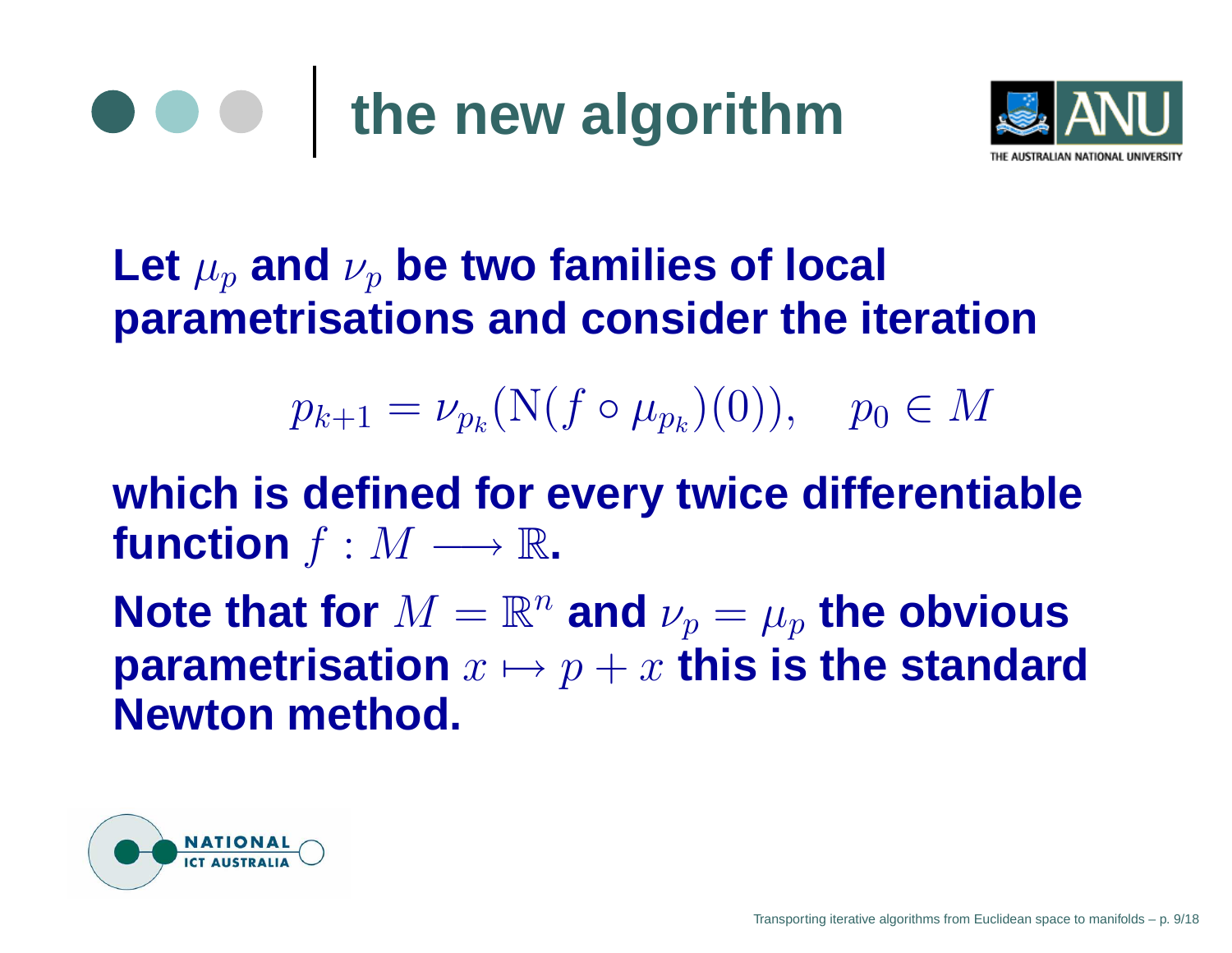# the new algorithm

**Let $\mu_p$ and $\nu_p$ be two families of local parametrisations and consider the iteration**

$$p_{k+1} = \nu_{p_k}(\mathrm{N}(f \circ \mu_{p_k})(0)), \quad p_0 \in M$$

**which is defined for every twice differentiable function $f : M \longrightarrow \mathbb{R}$.**

**Note that for $M = \mathbb{R}^n$ and $\nu_p = \mu_p$ the obvious parametrisation $x \mapsto p + x$ this is the standard Newton method.**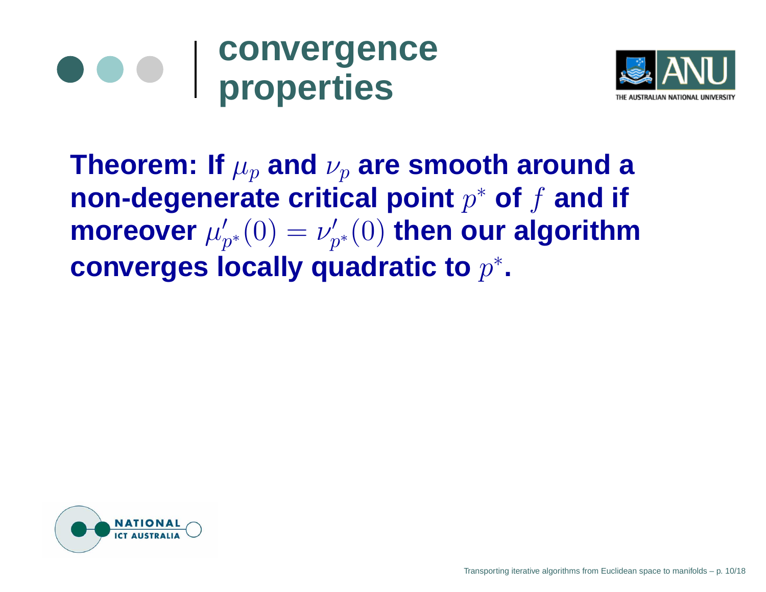# convergence properties

**Theorem: If $\mu_p$ and $\nu_p$ are smooth around a non-degenerate critical point $p^*$ of $f$ and if moreover $\mu'_{p^*}(0) = \nu'_{p^*}(0)$ then our algorithm converges locally quadratic to $p^*$.**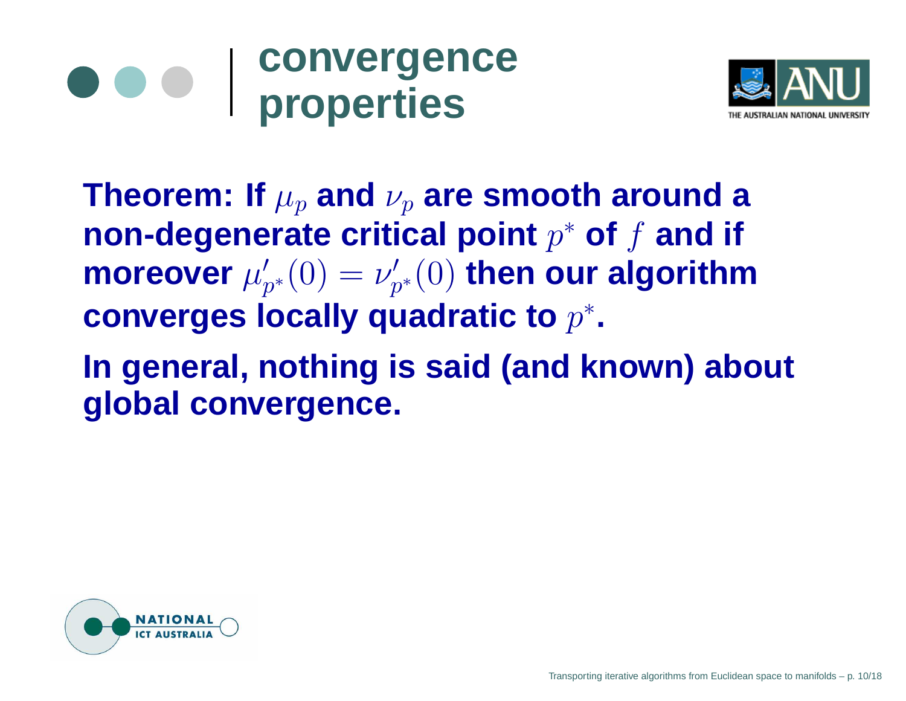# convergence properties

**Theorem: If $\mu_p$ and $\nu_p$ are smooth around a non-degenerate critical point $p^*$ of $f$ and if moreover $\mu'_{p^*}(0) = \nu'_{p^*}(0)$ then our algorithm converges locally quadratic to $p^*$.**

**In general, nothing is said (and known) about global convergence.**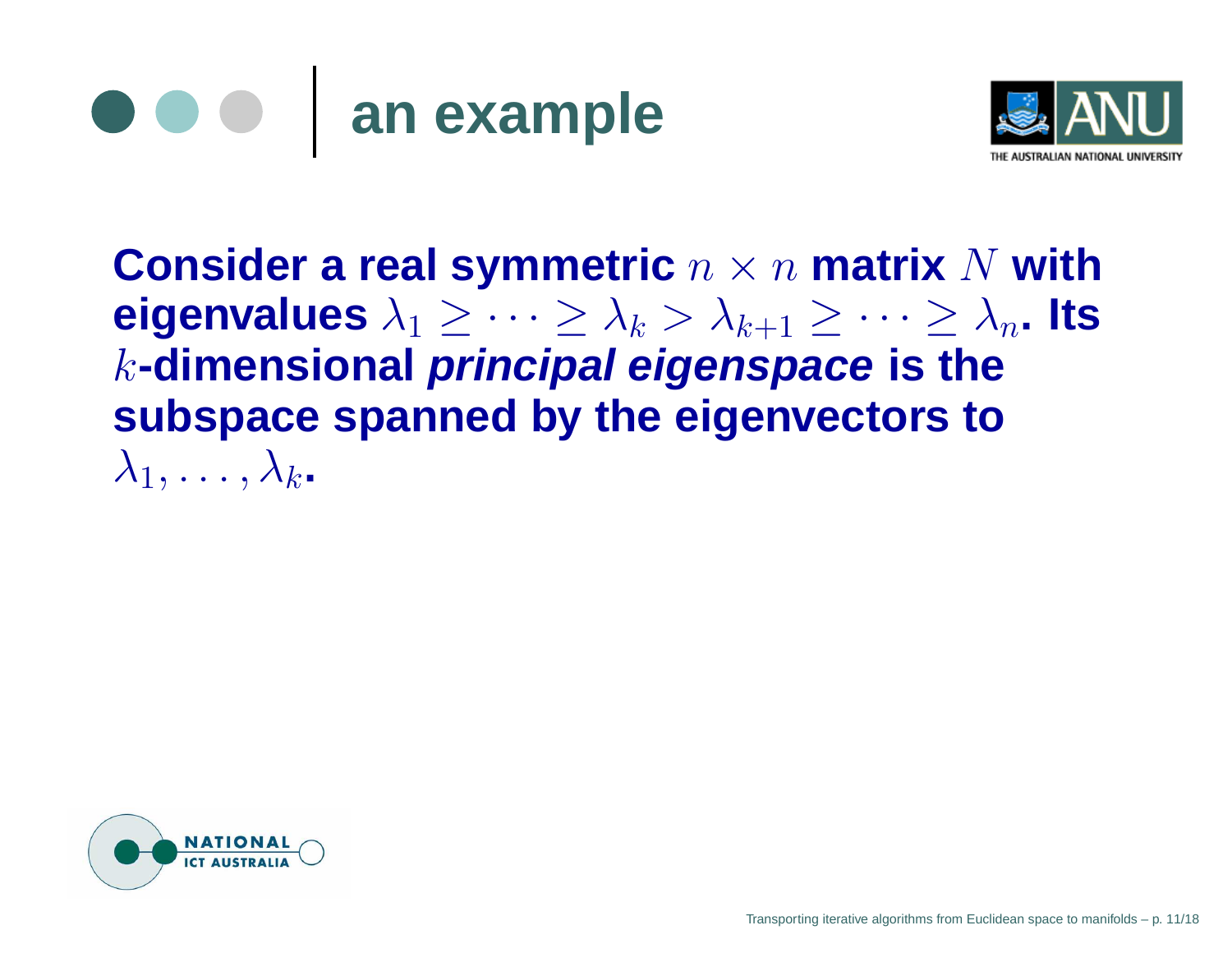# an example

**Consider a real symmetric $n \times n$ matrix $N$ with eigenvalues $\lambda_1 \geq \cdots \geq \lambda_k > \lambda_{k+1} \geq \cdots \geq \lambda_n$. Its $k$-dimensional *principal eigenspace* is the subspace spanned by the eigenvectors to $\lambda_1, \ldots, \lambda_k$.**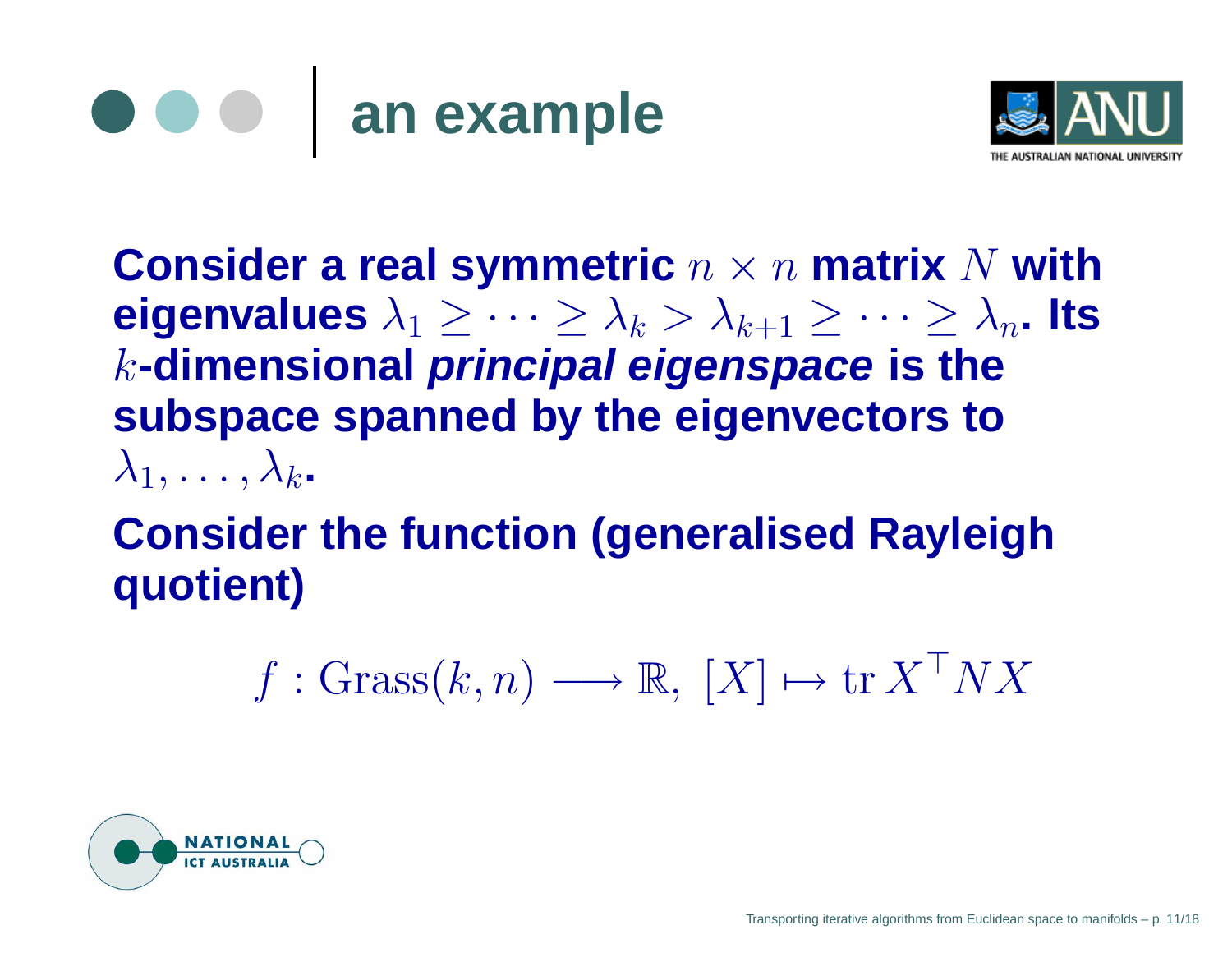# an example

**Consider a real symmetric $n \times n$ matrix $N$ with eigenvalues $\lambda_1 \geq \cdots \geq \lambda_k > \lambda_{k+1} \geq \cdots \geq \lambda_n$. Its $k$-dimensional *principal eigenspace* is the subspace spanned by the eigenvectors to $\lambda_1, \ldots, \lambda_k$.**

**Consider the function (generalised Rayleigh quotient)**

$$f : \mathrm{Grass}(k, n) \longrightarrow \mathbb{R}, \; [X] \mapsto \operatorname{tr} X^\top N X$$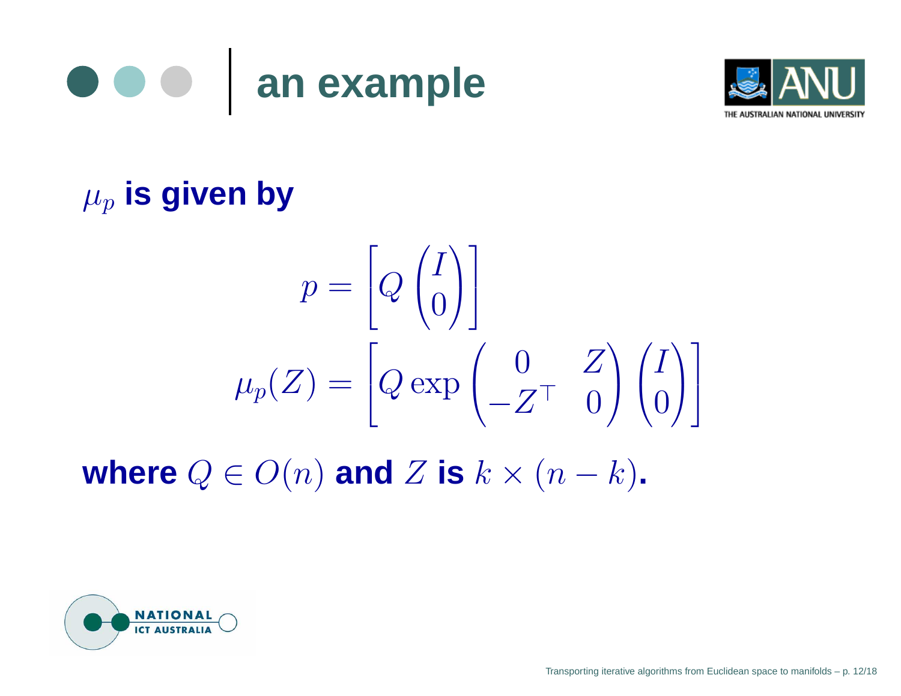# an example

$\mu_p$ **is given by**

$$p = \left[ Q \begin{pmatrix} I \\ 0 \end{pmatrix} \right]$$

$$\mu_p(Z) = \left[ Q \exp \begin{pmatrix} 0 & Z \\ -Z^\top & 0 \end{pmatrix} \begin{pmatrix} I \\ 0 \end{pmatrix} \right]$$

**where** $Q \in O(n)$ **and** $Z$ **is** $k \times (n-k)$**.**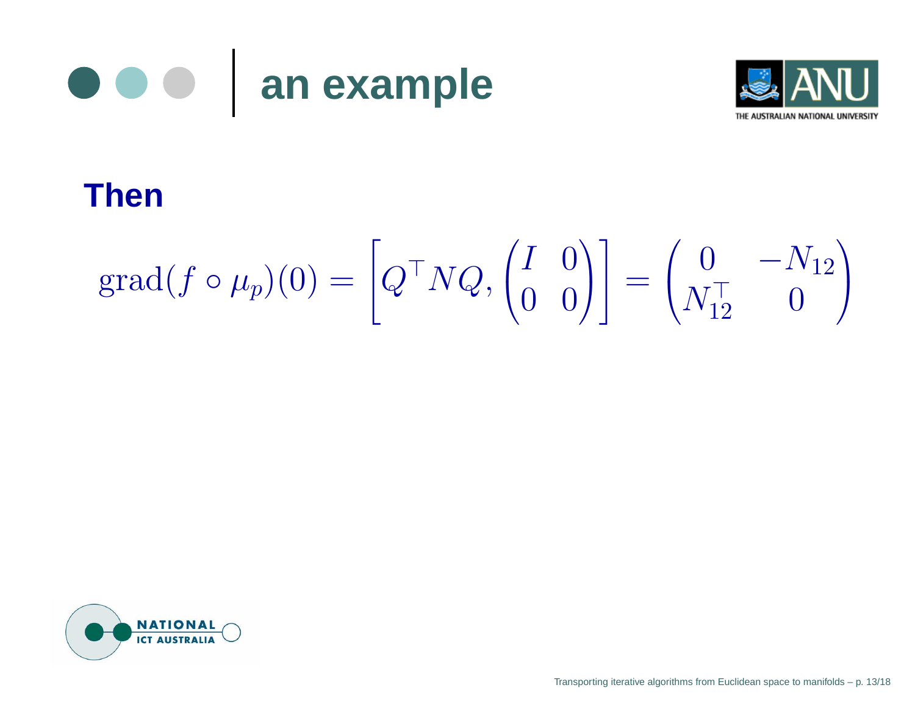# an example

**Then**

$$\mathrm{grad}(f \circ \mu_p)(0) = \left[ Q^\top N Q, \begin{pmatrix} I & 0 \\ 0 & 0 \end{pmatrix} \right] = \begin{pmatrix} 0 & -N_{12} \\ N_{12}^\top & 0 \end{pmatrix}$$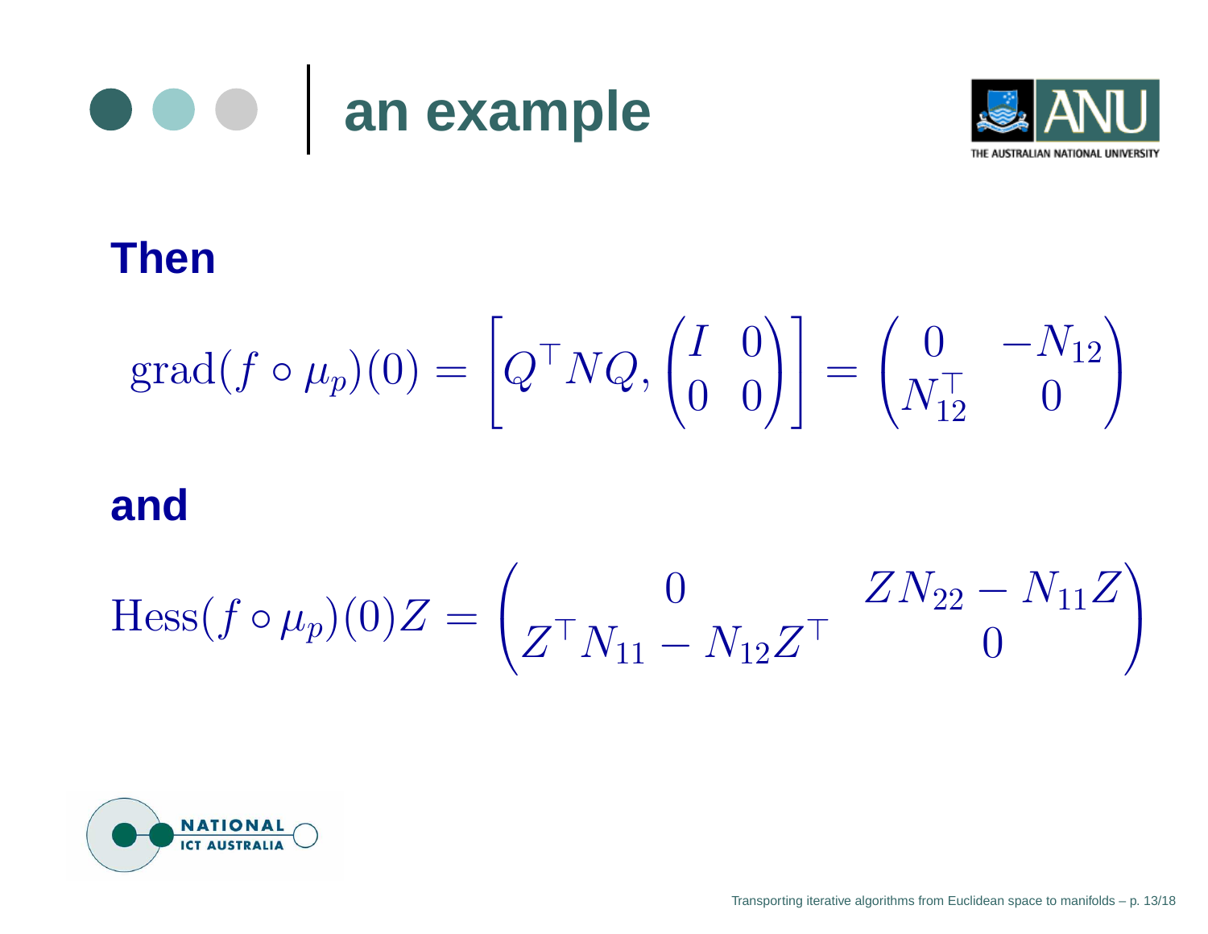## an example

**Then**

$$\operatorname{grad}(f \circ \mu_p)(0) = \left[ Q^\top N Q, \begin{pmatrix} I & 0 \\ 0 & 0 \end{pmatrix} \right] = \begin{pmatrix} 0 & -N_{12} \\ N_{12}^\top & 0 \end{pmatrix}$$

**and**

$$\operatorname{Hess}(f \circ \mu_p)(0) Z = \begin{pmatrix} 0 & Z N_{22} - N_{11} Z \\ Z^\top N_{11} - N_{12} Z^\top & 0 \end{pmatrix}$$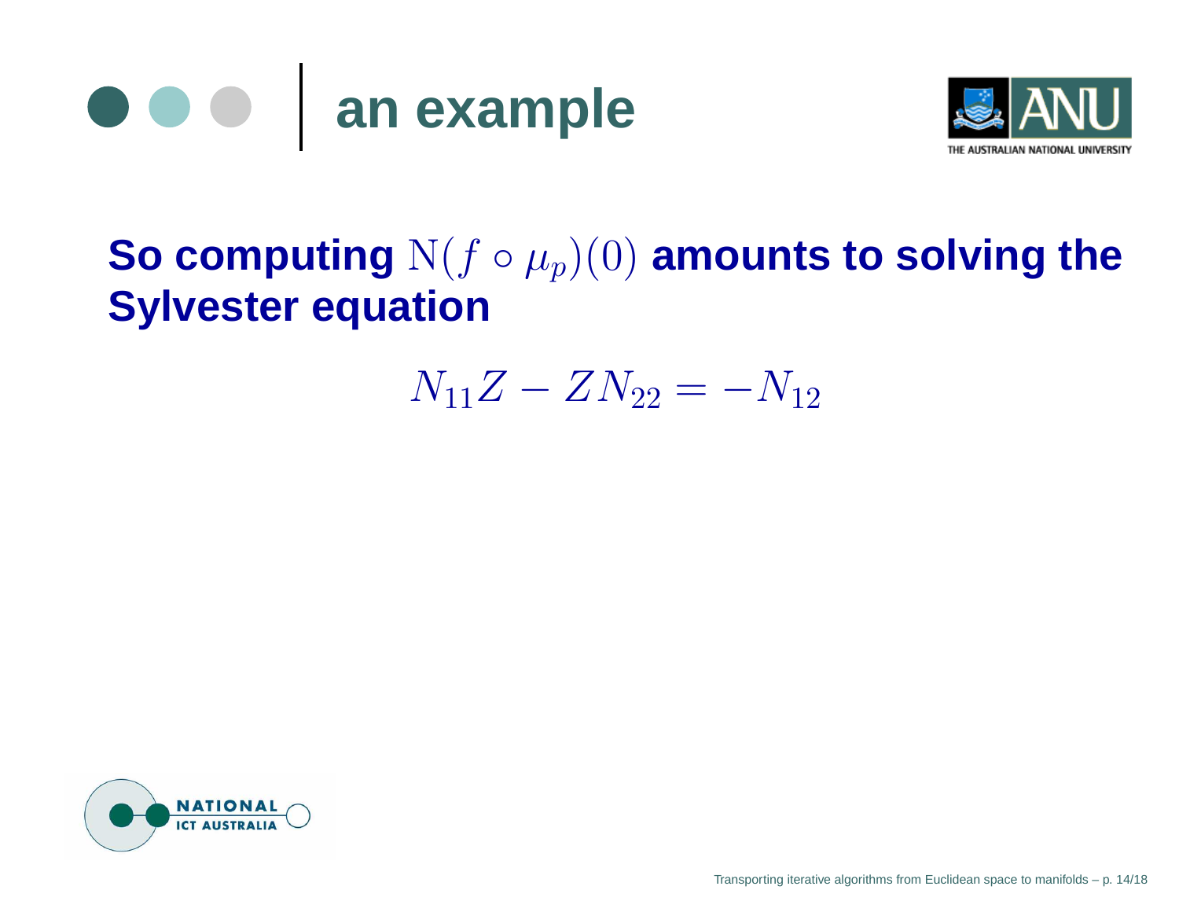# an example

**So computing $\mathrm{N}(f \circ \mu_p)(0)$ amounts to solving the Sylvester equation**

$$N_{11}Z - ZN_{22} = -N_{12}$$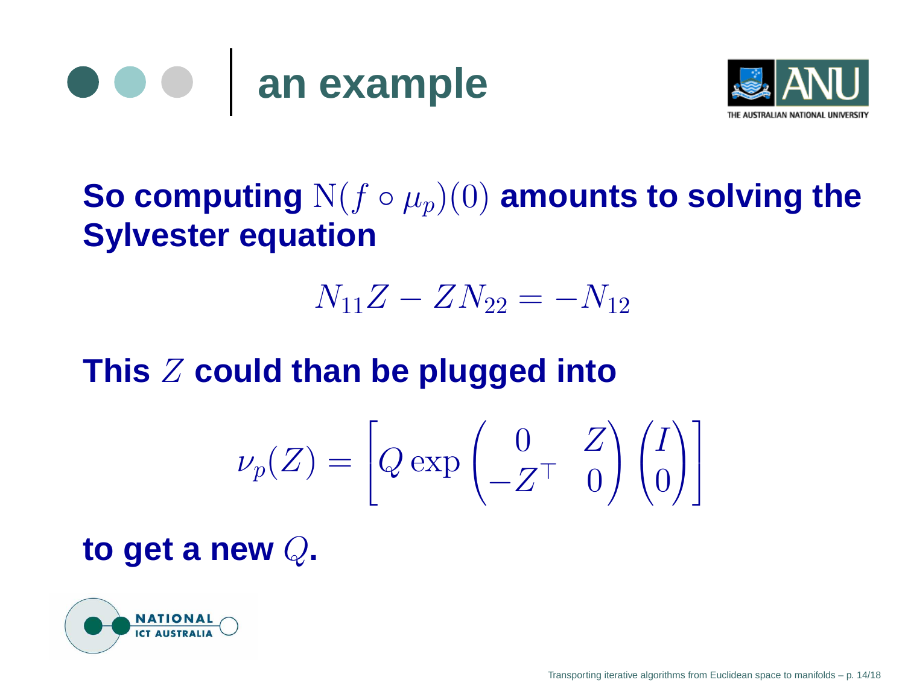## an example

**So computing $\mathrm{N}(f \circ \mu_p)(0)$ amounts to solving the Sylvester equation**

$$N_{11}Z - ZN_{22} = -N_{12}$$

**This $Z$ could than be plugged into**

$$\nu_p(Z) = \left[ Q \exp \begin{pmatrix} 0 & Z \\ -Z^\top & 0 \end{pmatrix} \begin{pmatrix} I \\ 0 \end{pmatrix} \right]$$

**to get a new $Q$.**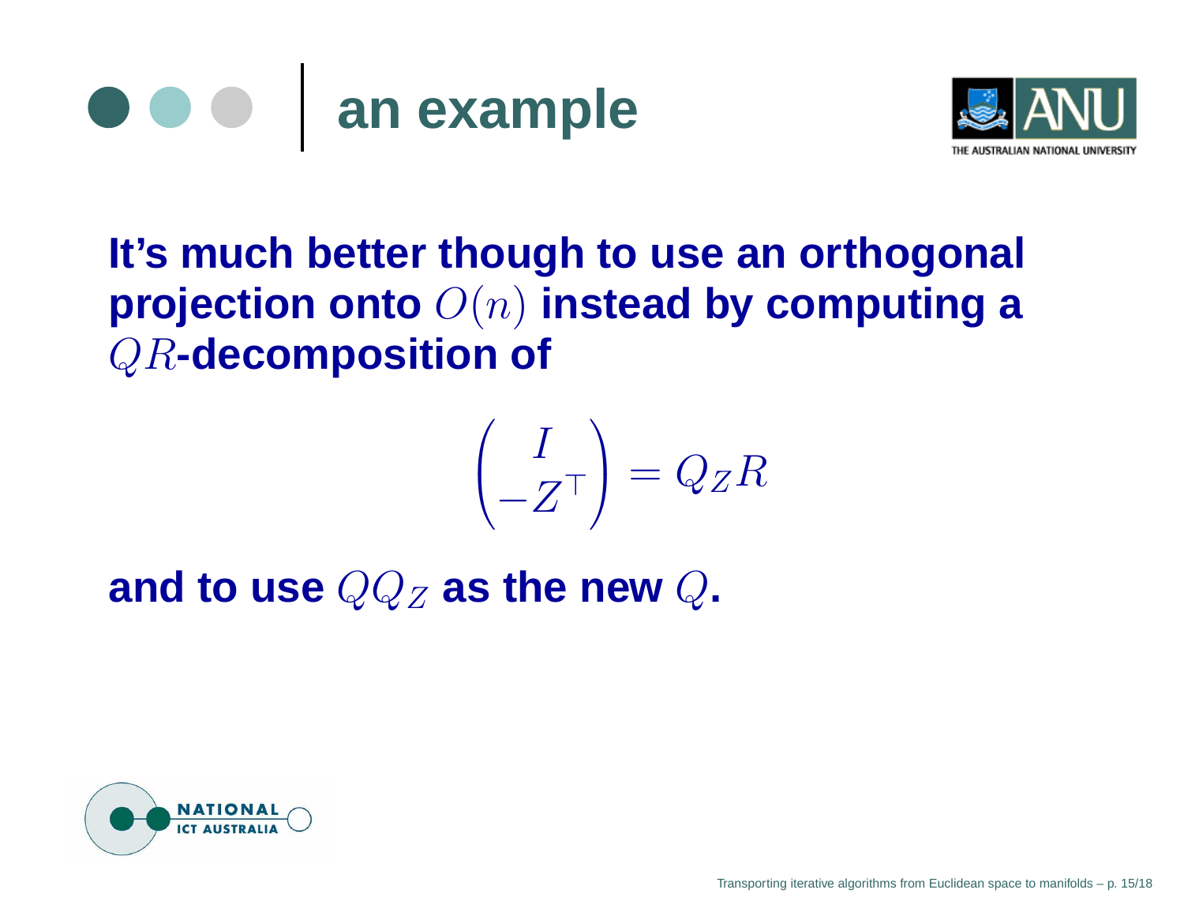# an example

**It's much better though to use an orthogonal projection onto $O(n)$ instead by computing a $QR$-decomposition of**

$$\begin{pmatrix} I \\ -Z^\top \end{pmatrix} = Q_Z R$$

**and to use $QQ_Z$ as the new $Q$.**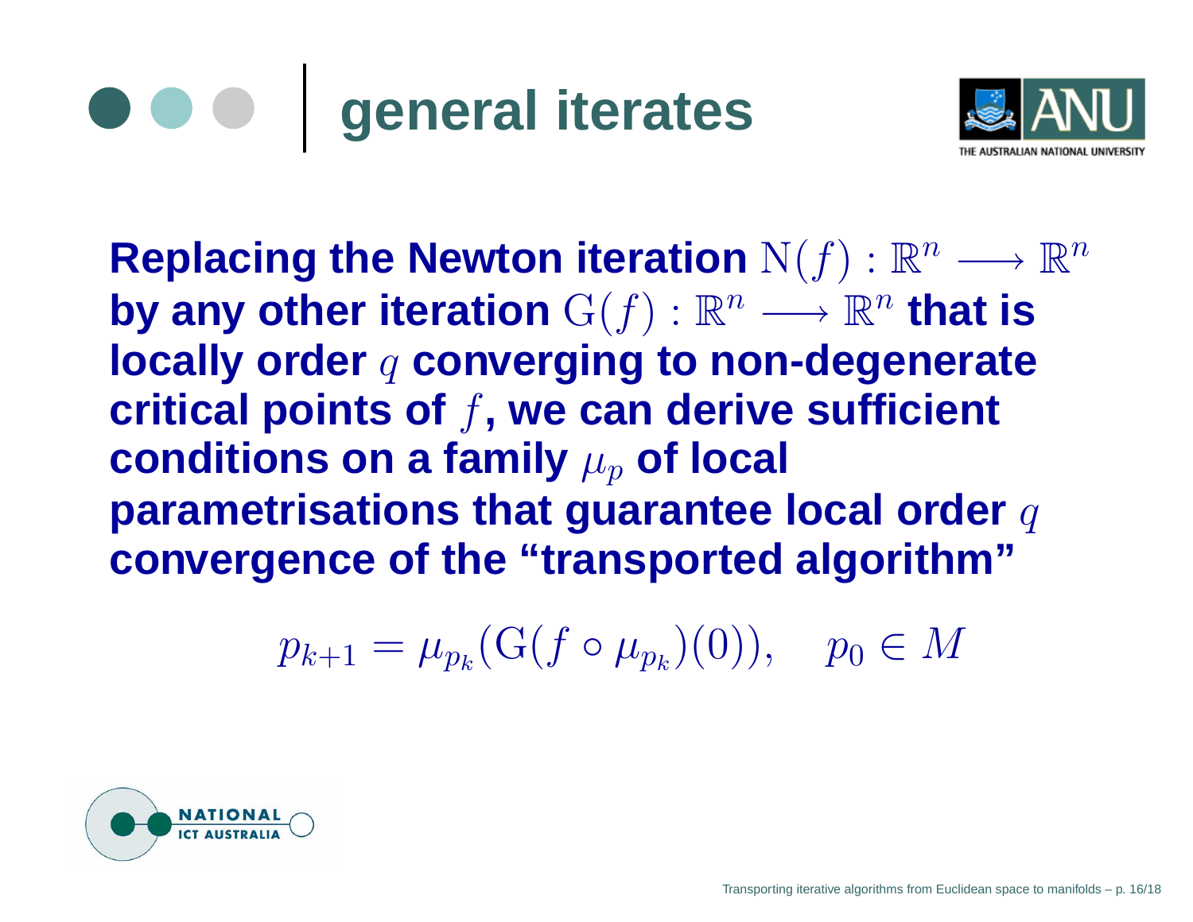# general iterates

**Replacing the Newton iteration $\mathrm{N}(f) : \mathbb{R}^n \longrightarrow \mathbb{R}^n$ by any other iteration $\mathrm{G}(f) : \mathbb{R}^n \longrightarrow \mathbb{R}^n$ that is locally order $q$ converging to non-degenerate critical points of $f$, we can derive sufficient conditions on a family $\mu_p$ of local parametrisations that guarantee local order $q$ convergence of the "transported algorithm"**

$$p_{k+1} = \mu_{p_k}(\mathrm{G}(f \circ \mu_{p_k})(0)), \quad p_0 \in M$$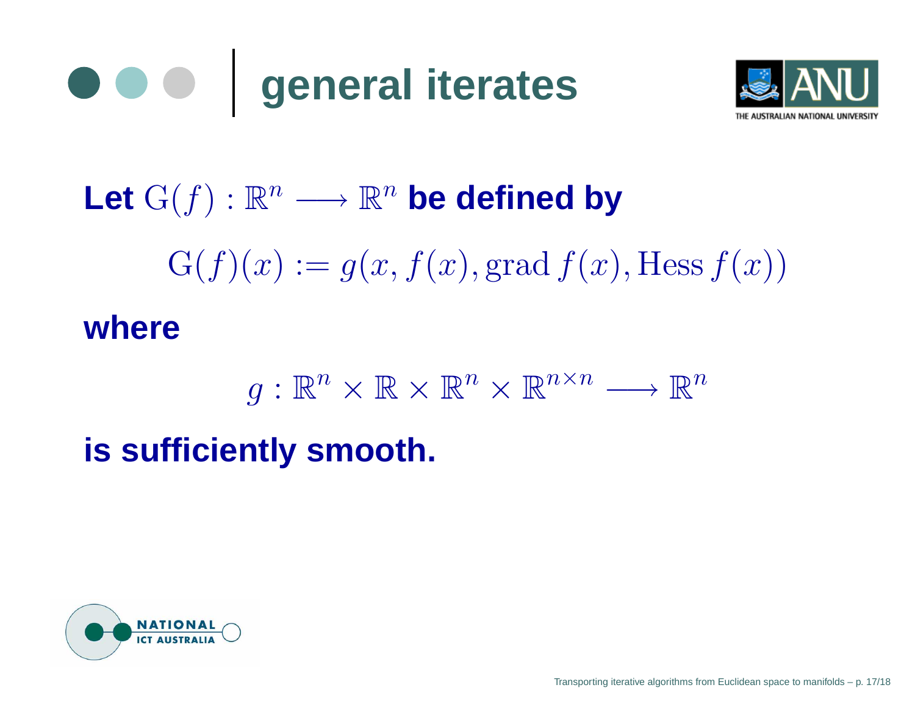# general iterates

**Let** $\mathrm{G}(f) : \mathbb{R}^n \longrightarrow \mathbb{R}^n$ **be defined by**

$$\mathrm{G}(f)(x) := g(x, f(x), \mathrm{grad}\, f(x), \mathrm{Hess}\, f(x))$$

**where**

$$g : \mathbb{R}^n \times \mathbb{R} \times \mathbb{R}^n \times \mathbb{R}^{n \times n} \longrightarrow \mathbb{R}^n$$

**is sufficiently smooth.**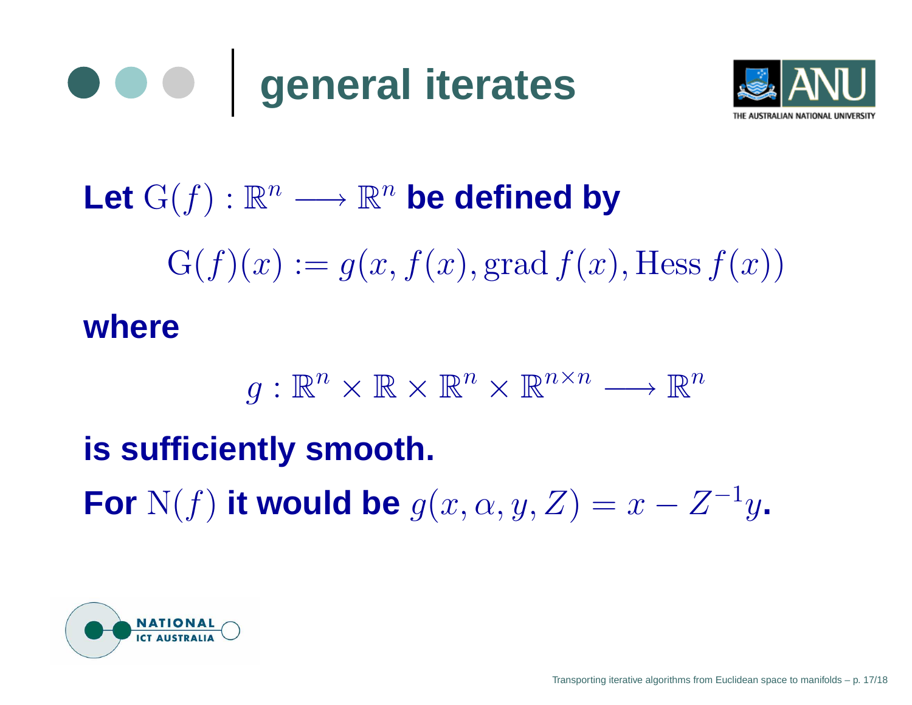# general iterates

**Let** $\mathrm{G}(f) : \mathbb{R}^n \longrightarrow \mathbb{R}^n$ **be defined by**

$$\mathrm{G}(f)(x) := g(x, f(x), \mathrm{grad}\, f(x), \mathrm{Hess}\, f(x))$$

**where**

$$g : \mathbb{R}^n \times \mathbb{R} \times \mathbb{R}^n \times \mathbb{R}^{n \times n} \longrightarrow \mathbb{R}^n$$

**is sufficiently smooth.**

**For** $\mathrm{N}(f)$ **it would be** $g(x, \alpha, y, Z) = x - Z^{-1} y$**.**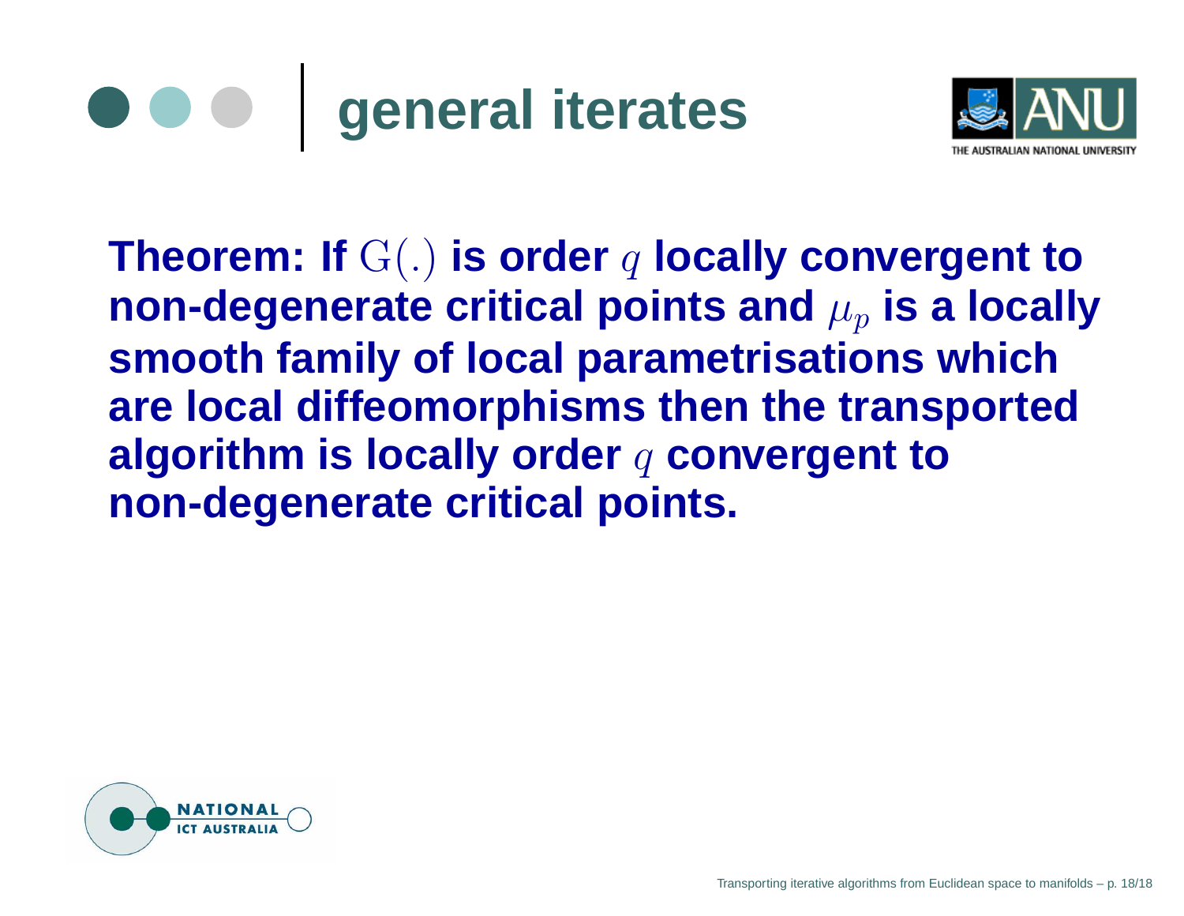# general iterates

**Theorem: If $\mathrm{G}(.)$ is order $q$ locally convergent to non-degenerate critical points and $\mu_p$ is a locally smooth family of local parametrisations which are local diffeomorphisms then the transported algorithm is locally order $q$ convergent to non-degenerate critical points.**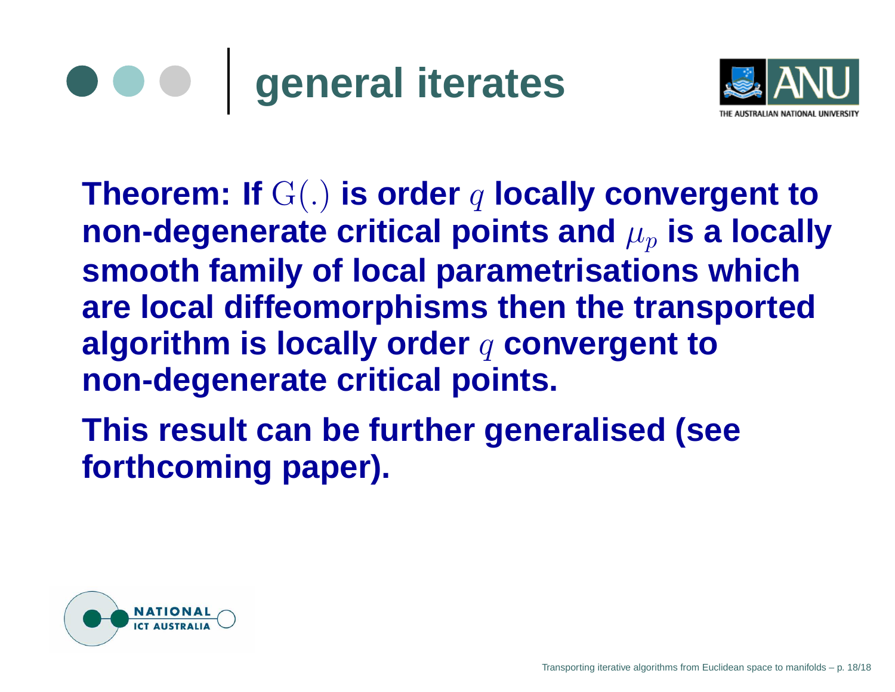# general iterates

**Theorem: If $\mathrm{G}(.)$ is order $q$ locally convergent to non-degenerate critical points and $\mu_p$ is a locally smooth family of local parametrisations which are local diffeomorphisms then the transported algorithm is locally order $q$ convergent to non-degenerate critical points.**

**This result can be further generalised (see forthcoming paper).**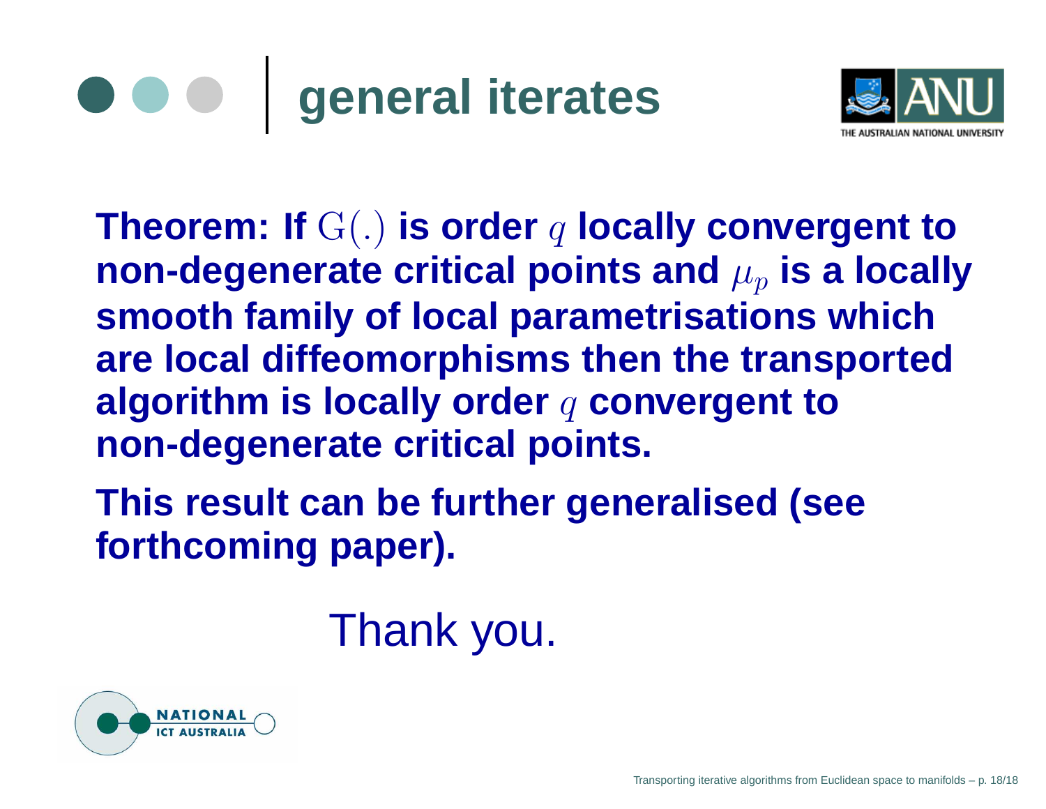# general iterates

**Theorem: If $\mathrm{G}(.)$ is order $q$ locally convergent to non-degenerate critical points and $\mu_p$ is a locally smooth family of local parametrisations which are local diffeomorphisms then the transported algorithm is locally order $q$ convergent to non-degenerate critical points.**

**This result can be further generalised (see forthcoming paper).**

Thank you.